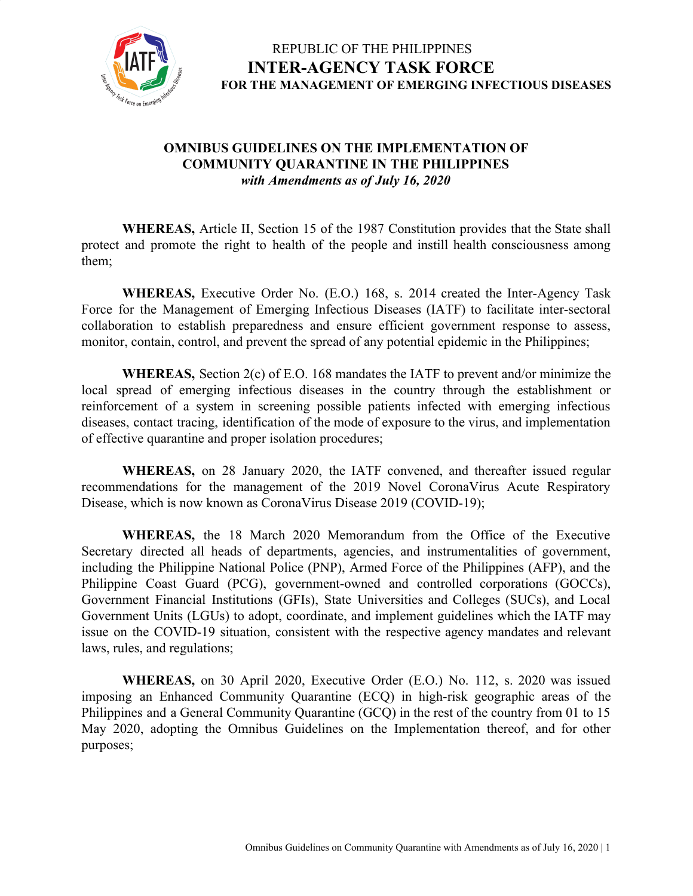REPUBLIC OF THE PHILIPPINES
**INTER-AGENCY TASK FORCE**
**FOR THE MANAGEMENT OF EMERGING INFECTIOUS DISEASES**

# OMNIBUS GUIDELINES ON THE IMPLEMENTATION OF COMMUNITY QUARANTINE IN THE PHILIPPINES

***with Amendments as of July 16, 2020***

**WHEREAS,** Article II, Section 15 of the 1987 Constitution provides that the State shall protect and promote the right to health of the people and instill health consciousness among them;

**WHEREAS,** Executive Order No. (E.O.) 168, s. 2014 created the Inter-Agency Task Force for the Management of Emerging Infectious Diseases (IATF) to facilitate inter-sectoral collaboration to establish preparedness and ensure efficient government response to assess, monitor, contain, control, and prevent the spread of any potential epidemic in the Philippines;

**WHEREAS,** Section 2(c) of E.O. 168 mandates the IATF to prevent and/or minimize the local spread of emerging infectious diseases in the country through the establishment or reinforcement of a system in screening possible patients infected with emerging infectious diseases, contact tracing, identification of the mode of exposure to the virus, and implementation of effective quarantine and proper isolation procedures;

**WHEREAS,** on 28 January 2020, the IATF convened, and thereafter issued regular recommendations for the management of the 2019 Novel CoronaVirus Acute Respiratory Disease, which is now known as CoronaVirus Disease 2019 (COVID-19);

**WHEREAS,** the 18 March 2020 Memorandum from the Office of the Executive Secretary directed all heads of departments, agencies, and instrumentalities of government, including the Philippine National Police (PNP), Armed Force of the Philippines (AFP), and the Philippine Coast Guard (PCG), government-owned and controlled corporations (GOCCs), Government Financial Institutions (GFIs), State Universities and Colleges (SUCs), and Local Government Units (LGUs) to adopt, coordinate, and implement guidelines which the IATF may issue on the COVID-19 situation, consistent with the respective agency mandates and relevant laws, rules, and regulations;

**WHEREAS,** on 30 April 2020, Executive Order (E.O.) No. 112, s. 2020 was issued imposing an Enhanced Community Quarantine (ECQ) in high-risk geographic areas of the Philippines and a General Community Quarantine (GCQ) in the rest of the country from 01 to 15 May 2020, adopting the Omnibus Guidelines on the Implementation thereof, and for other purposes;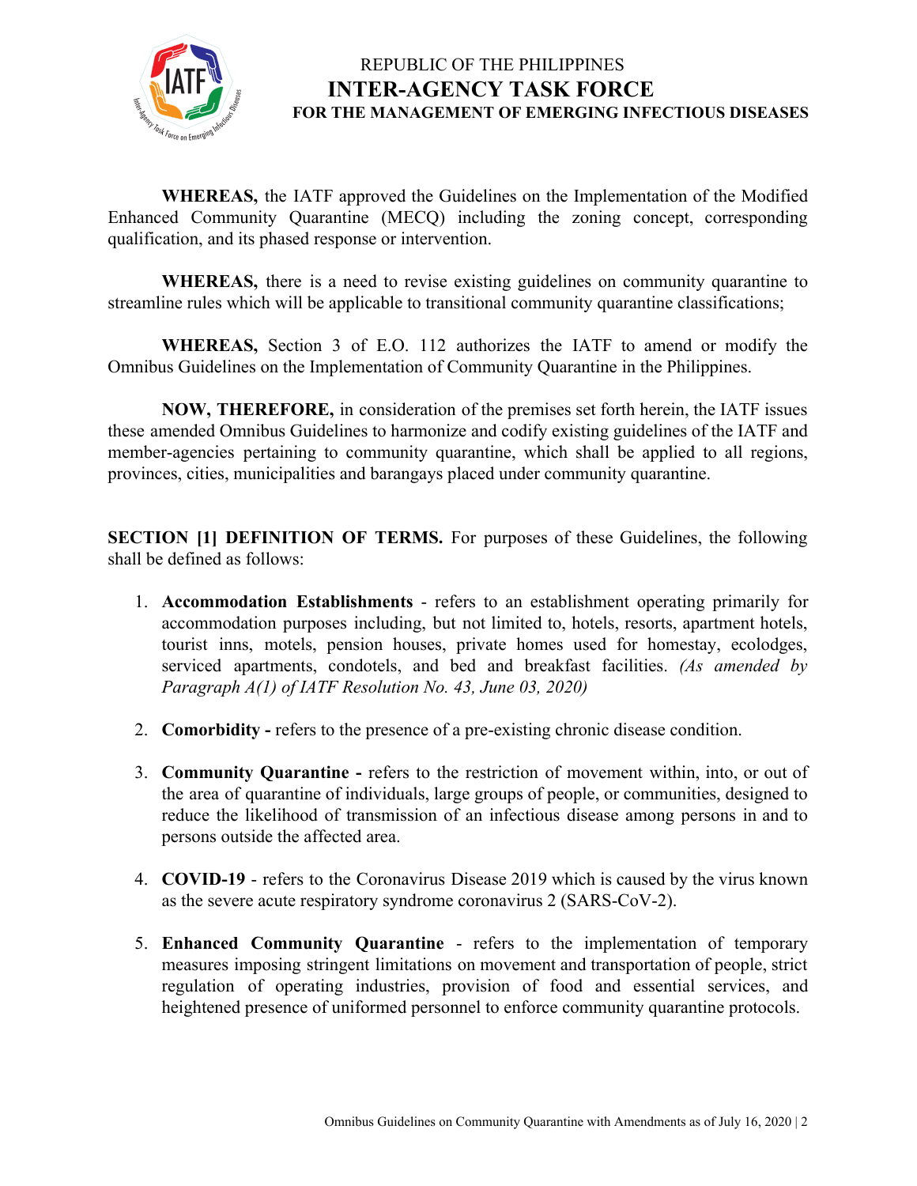**WHEREAS,** the IATF approved the Guidelines on the Implementation of the Modified Enhanced Community Quarantine (MECQ) including the zoning concept, corresponding qualification, and its phased response or intervention.

**WHEREAS,** there is a need to revise existing guidelines on community quarantine to streamline rules which will be applicable to transitional community quarantine classifications;

**WHEREAS,** Section 3 of E.O. 112 authorizes the IATF to amend or modify the Omnibus Guidelines on the Implementation of Community Quarantine in the Philippines.

**NOW, THEREFORE,** in consideration of the premises set forth herein, the IATF issues these amended Omnibus Guidelines to harmonize and codify existing guidelines of the IATF and member-agencies pertaining to community quarantine, which shall be applied to all regions, provinces, cities, municipalities and barangays placed under community quarantine.

**SECTION [1] DEFINITION OF TERMS.** For purposes of these Guidelines, the following shall be defined as follows:

1. **Accommodation Establishments** - refers to an establishment operating primarily for accommodation purposes including, but not limited to, hotels, resorts, apartment hotels, tourist inns, motels, pension houses, private homes used for homestay, ecolodges, serviced apartments, condotels, and bed and breakfast facilities. *(As amended by Paragraph A(1) of IATF Resolution No. 43, June 03, 2020)*

2. **Comorbidity -** refers to the presence of a pre-existing chronic disease condition.

3. **Community Quarantine -** refers to the restriction of movement within, into, or out of the area of quarantine of individuals, large groups of people, or communities, designed to reduce the likelihood of transmission of an infectious disease among persons in and to persons outside the affected area.

4. **COVID-19** - refers to the Coronavirus Disease 2019 which is caused by the virus known as the severe acute respiratory syndrome coronavirus 2 (SARS-CoV-2).

5. **Enhanced Community Quarantine** - refers to the implementation of temporary measures imposing stringent limitations on movement and transportation of people, strict regulation of operating industries, provision of food and essential services, and heightened presence of uniformed personnel to enforce community quarantine protocols.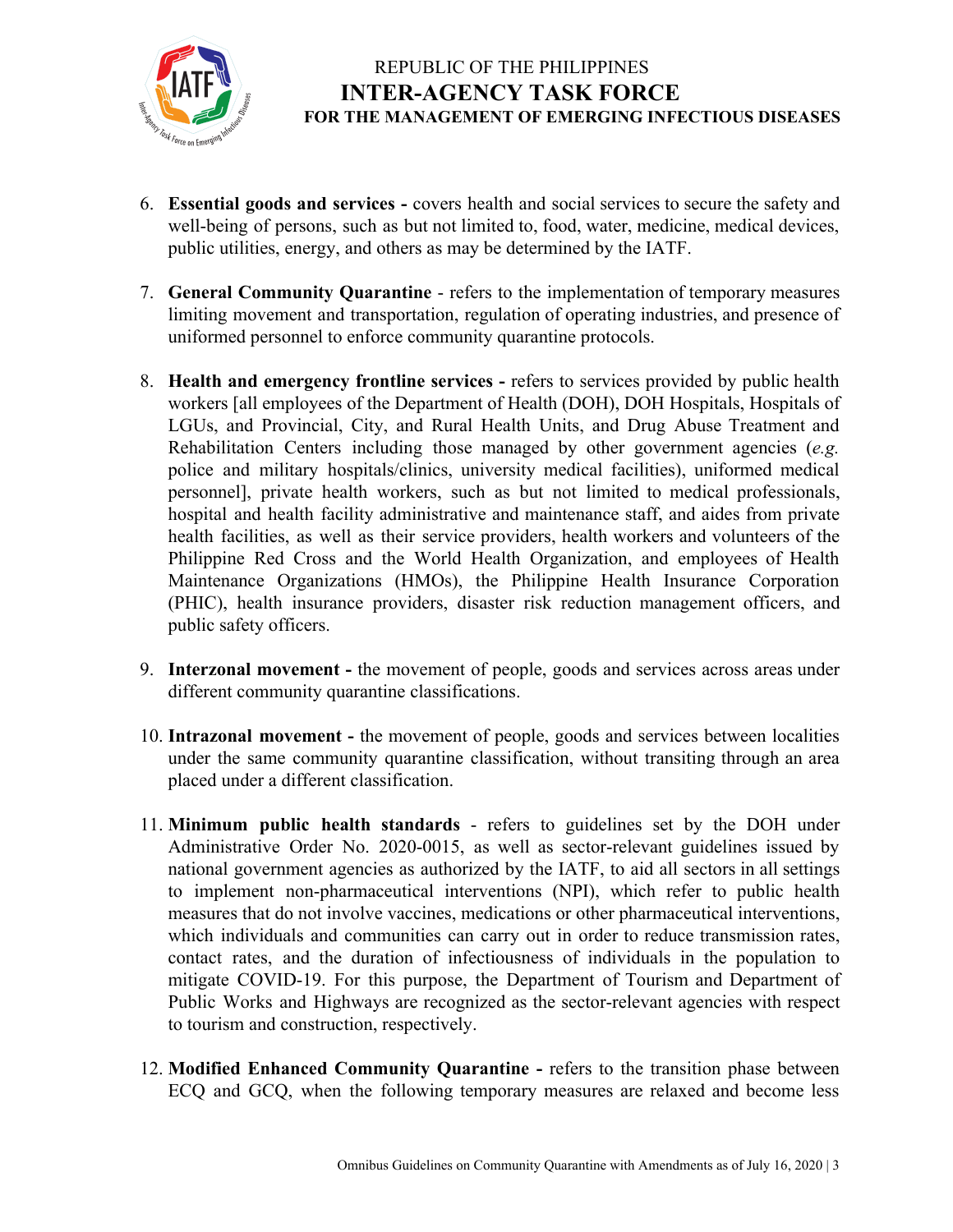6. **Essential goods and services -** covers health and social services to secure the safety and well-being of persons, such as but not limited to, food, water, medicine, medical devices, public utilities, energy, and others as may be determined by the IATF.

7. **General Community Quarantine** - refers to the implementation of temporary measures limiting movement and transportation, regulation of operating industries, and presence of uniformed personnel to enforce community quarantine protocols.

8. **Health and emergency frontline services -** refers to services provided by public health workers [all employees of the Department of Health (DOH), DOH Hospitals, Hospitals of LGUs, and Provincial, City, and Rural Health Units, and Drug Abuse Treatment and Rehabilitation Centers including those managed by other government agencies (*e.g.* police and military hospitals/clinics, university medical facilities), uniformed medical personnel], private health workers, such as but not limited to medical professionals, hospital and health facility administrative and maintenance staff, and aides from private health facilities, as well as their service providers, health workers and volunteers of the Philippine Red Cross and the World Health Organization, and employees of Health Maintenance Organizations (HMOs), the Philippine Health Insurance Corporation (PHIC), health insurance providers, disaster risk reduction management officers, and public safety officers.

9. **Interzonal movement -** the movement of people, goods and services across areas under different community quarantine classifications.

10. **Intrazonal movement -** the movement of people, goods and services between localities under the same community quarantine classification, without transiting through an area placed under a different classification.

11. **Minimum public health standards** - refers to guidelines set by the DOH under Administrative Order No. 2020-0015, as well as sector-relevant guidelines issued by national government agencies as authorized by the IATF, to aid all sectors in all settings to implement non-pharmaceutical interventions (NPI), which refer to public health measures that do not involve vaccines, medications or other pharmaceutical interventions, which individuals and communities can carry out in order to reduce transmission rates, contact rates, and the duration of infectiousness of individuals in the population to mitigate COVID-19. For this purpose, the Department of Tourism and Department of Public Works and Highways are recognized as the sector-relevant agencies with respect to tourism and construction, respectively.

12. **Modified Enhanced Community Quarantine -** refers to the transition phase between ECQ and GCQ, when the following temporary measures are relaxed and become less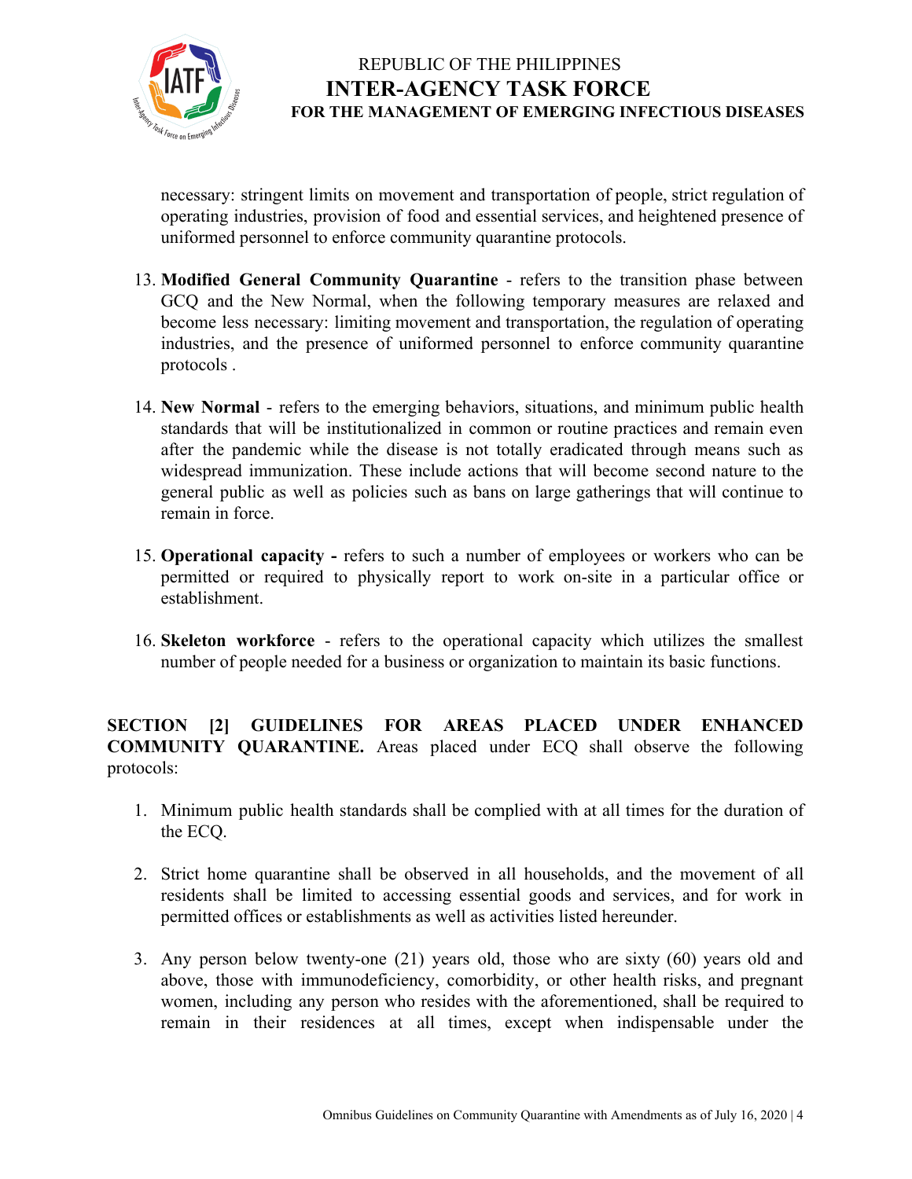necessary: stringent limits on movement and transportation of people, strict regulation of operating industries, provision of food and essential services, and heightened presence of uniformed personnel to enforce community quarantine protocols.

13. **Modified General Community Quarantine** - refers to the transition phase between GCQ and the New Normal, when the following temporary measures are relaxed and become less necessary: limiting movement and transportation, the regulation of operating industries, and the presence of uniformed personnel to enforce community quarantine protocols .

14. **New Normal** - refers to the emerging behaviors, situations, and minimum public health standards that will be institutionalized in common or routine practices and remain even after the pandemic while the disease is not totally eradicated through means such as widespread immunization. These include actions that will become second nature to the general public as well as policies such as bans on large gatherings that will continue to remain in force.

15. **Operational capacity -** refers to such a number of employees or workers who can be permitted or required to physically report to work on-site in a particular office or establishment.

16. **Skeleton workforce** - refers to the operational capacity which utilizes the smallest number of people needed for a business or organization to maintain its basic functions.

**SECTION [2] GUIDELINES FOR AREAS PLACED UNDER ENHANCED COMMUNITY QUARANTINE.** Areas placed under ECQ shall observe the following protocols:

1. Minimum public health standards shall be complied with at all times for the duration of the ECQ.

2. Strict home quarantine shall be observed in all households, and the movement of all residents shall be limited to accessing essential goods and services, and for work in permitted offices or establishments as well as activities listed hereunder.

3. Any person below twenty-one (21) years old, those who are sixty (60) years old and above, those with immunodeficiency, comorbidity, or other health risks, and pregnant women, including any person who resides with the aforementioned, shall be required to remain in their residences at all times, except when indispensable under the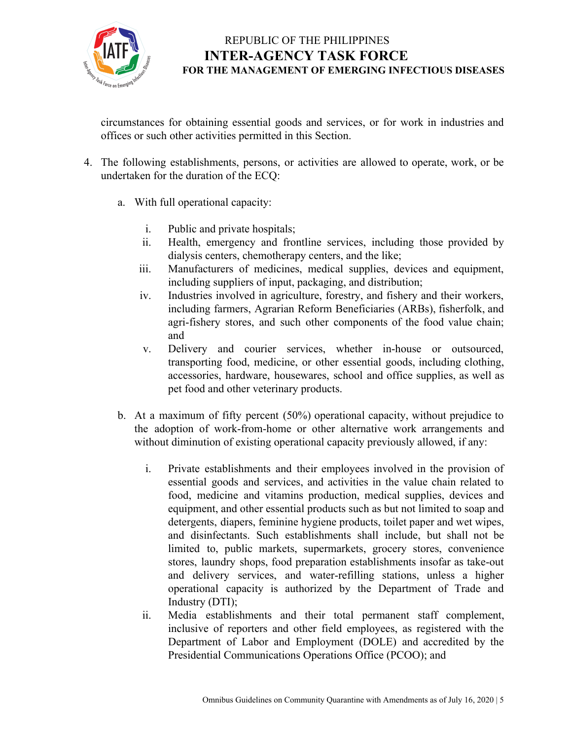circumstances for obtaining essential goods and services, or for work in industries and offices or such other activities permitted in this Section.

4. The following establishments, persons, or activities are allowed to operate, work, or be undertaken for the duration of the ECQ:

    a. With full operational capacity:

        i. Public and private hospitals;
        ii. Health, emergency and frontline services, including those provided by dialysis centers, chemotherapy centers, and the like;
        iii. Manufacturers of medicines, medical supplies, devices and equipment, including suppliers of input, packaging, and distribution;
        iv. Industries involved in agriculture, forestry, and fishery and their workers, including farmers, Agrarian Reform Beneficiaries (ARBs), fisherfolk, and agri-fishery stores, and such other components of the food value chain; and
        v. Delivery and courier services, whether in-house or outsourced, transporting food, medicine, or other essential goods, including clothing, accessories, hardware, housewares, school and office supplies, as well as pet food and other veterinary products.

    b. At a maximum of fifty percent (50%) operational capacity, without prejudice to the adoption of work-from-home or other alternative work arrangements and without diminution of existing operational capacity previously allowed, if any:

        i. Private establishments and their employees involved in the provision of essential goods and services, and activities in the value chain related to food, medicine and vitamins production, medical supplies, devices and equipment, and other essential products such as but not limited to soap and detergents, diapers, feminine hygiene products, toilet paper and wet wipes, and disinfectants. Such establishments shall include, but shall not be limited to, public markets, supermarkets, grocery stores, convenience stores, laundry shops, food preparation establishments insofar as take-out and delivery services, and water-refilling stations, unless a higher operational capacity is authorized by the Department of Trade and Industry (DTI);
        ii. Media establishments and their total permanent staff complement, inclusive of reporters and other field employees, as registered with the Department of Labor and Employment (DOLE) and accredited by the Presidential Communications Operations Office (PCOO); and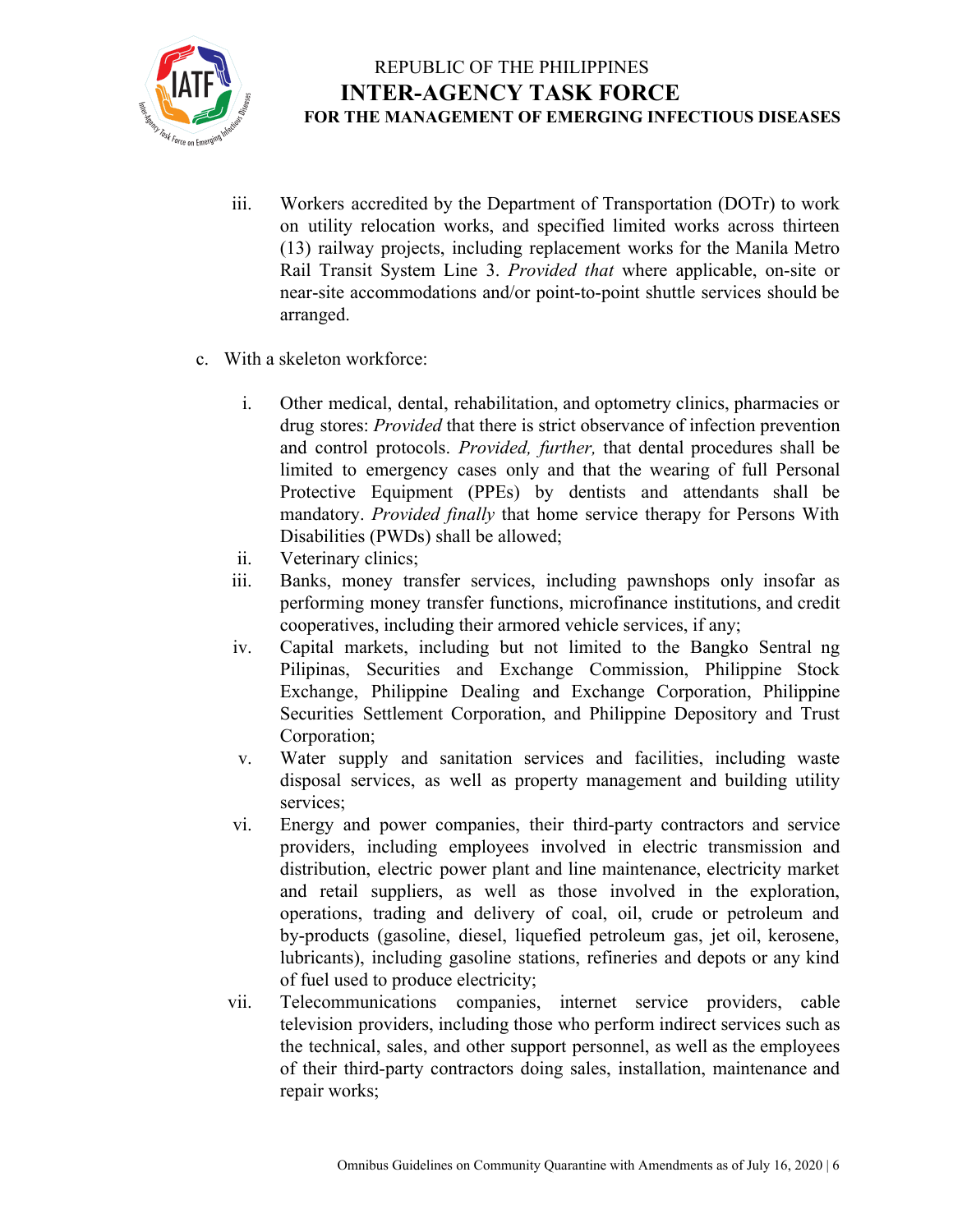iii. Workers accredited by the Department of Transportation (DOTr) to work on utility relocation works, and specified limited works across thirteen (13) railway projects, including replacement works for the Manila Metro Rail Transit System Line 3. *Provided that* where applicable, on-site or near-site accommodations and/or point-to-point shuttle services should be arranged.

c. With a skeleton workforce:

   i. Other medical, dental, rehabilitation, and optometry clinics, pharmacies or drug stores: *Provided* that there is strict observance of infection prevention and control protocols. *Provided, further,* that dental procedures shall be limited to emergency cases only and that the wearing of full Personal Protective Equipment (PPEs) by dentists and attendants shall be mandatory. *Provided finally* that home service therapy for Persons With Disabilities (PWDs) shall be allowed;

   ii. Veterinary clinics;

   iii. Banks, money transfer services, including pawnshops only insofar as performing money transfer functions, microfinance institutions, and credit cooperatives, including their armored vehicle services, if any;

   iv. Capital markets, including but not limited to the Bangko Sentral ng Pilipinas, Securities and Exchange Commission, Philippine Stock Exchange, Philippine Dealing and Exchange Corporation, Philippine Securities Settlement Corporation, and Philippine Depository and Trust Corporation;

   v. Water supply and sanitation services and facilities, including waste disposal services, as well as property management and building utility services;

   vi. Energy and power companies, their third-party contractors and service providers, including employees involved in electric transmission and distribution, electric power plant and line maintenance, electricity market and retail suppliers, as well as those involved in the exploration, operations, trading and delivery of coal, oil, crude or petroleum and by-products (gasoline, diesel, liquefied petroleum gas, jet oil, kerosene, lubricants), including gasoline stations, refineries and depots or any kind of fuel used to produce electricity;

   vii. Telecommunications companies, internet service providers, cable television providers, including those who perform indirect services such as the technical, sales, and other support personnel, as well as the employees of their third-party contractors doing sales, installation, maintenance and repair works;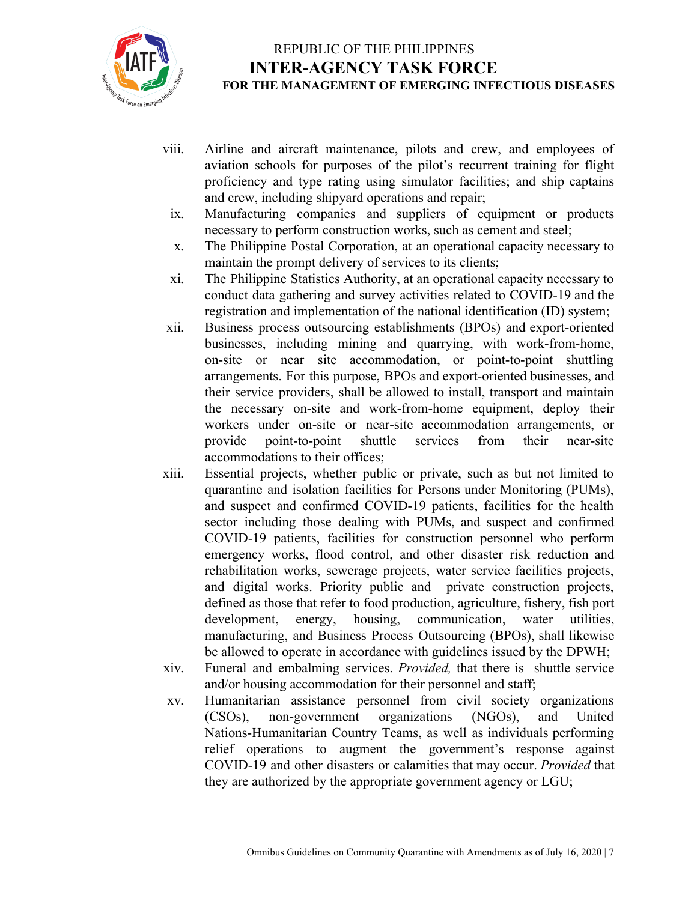viii. Airline and aircraft maintenance, pilots and crew, and employees of aviation schools for purposes of the pilot's recurrent training for flight proficiency and type rating using simulator facilities; and ship captains and crew, including shipyard operations and repair;

ix. Manufacturing companies and suppliers of equipment or products necessary to perform construction works, such as cement and steel;

x. The Philippine Postal Corporation, at an operational capacity necessary to maintain the prompt delivery of services to its clients;

xi. The Philippine Statistics Authority, at an operational capacity necessary to conduct data gathering and survey activities related to COVID-19 and the registration and implementation of the national identification (ID) system;

xii. Business process outsourcing establishments (BPOs) and export-oriented businesses, including mining and quarrying, with work-from-home, on-site or near site accommodation, or point-to-point shuttling arrangements. For this purpose, BPOs and export-oriented businesses, and their service providers, shall be allowed to install, transport and maintain the necessary on-site and work-from-home equipment, deploy their workers under on-site or near-site accommodation arrangements, or provide point-to-point shuttle services from their near-site accommodations to their offices;

xiii. Essential projects, whether public or private, such as but not limited to quarantine and isolation facilities for Persons under Monitoring (PUMs), and suspect and confirmed COVID-19 patients, facilities for the health sector including those dealing with PUMs, and suspect and confirmed COVID-19 patients, facilities for construction personnel who perform emergency works, flood control, and other disaster risk reduction and rehabilitation works, sewerage projects, water service facilities projects, and digital works. Priority public and private construction projects, defined as those that refer to food production, agriculture, fishery, fish port development, energy, housing, communication, water utilities, manufacturing, and Business Process Outsourcing (BPOs), shall likewise be allowed to operate in accordance with guidelines issued by the DPWH;

xiv. Funeral and embalming services. *Provided,* that there is shuttle service and/or housing accommodation for their personnel and staff;

xv. Humanitarian assistance personnel from civil society organizations (CSOs), non-government organizations (NGOs), and United Nations-Humanitarian Country Teams, as well as individuals performing relief operations to augment the government's response against COVID-19 and other disasters or calamities that may occur. *Provided* that they are authorized by the appropriate government agency or LGU;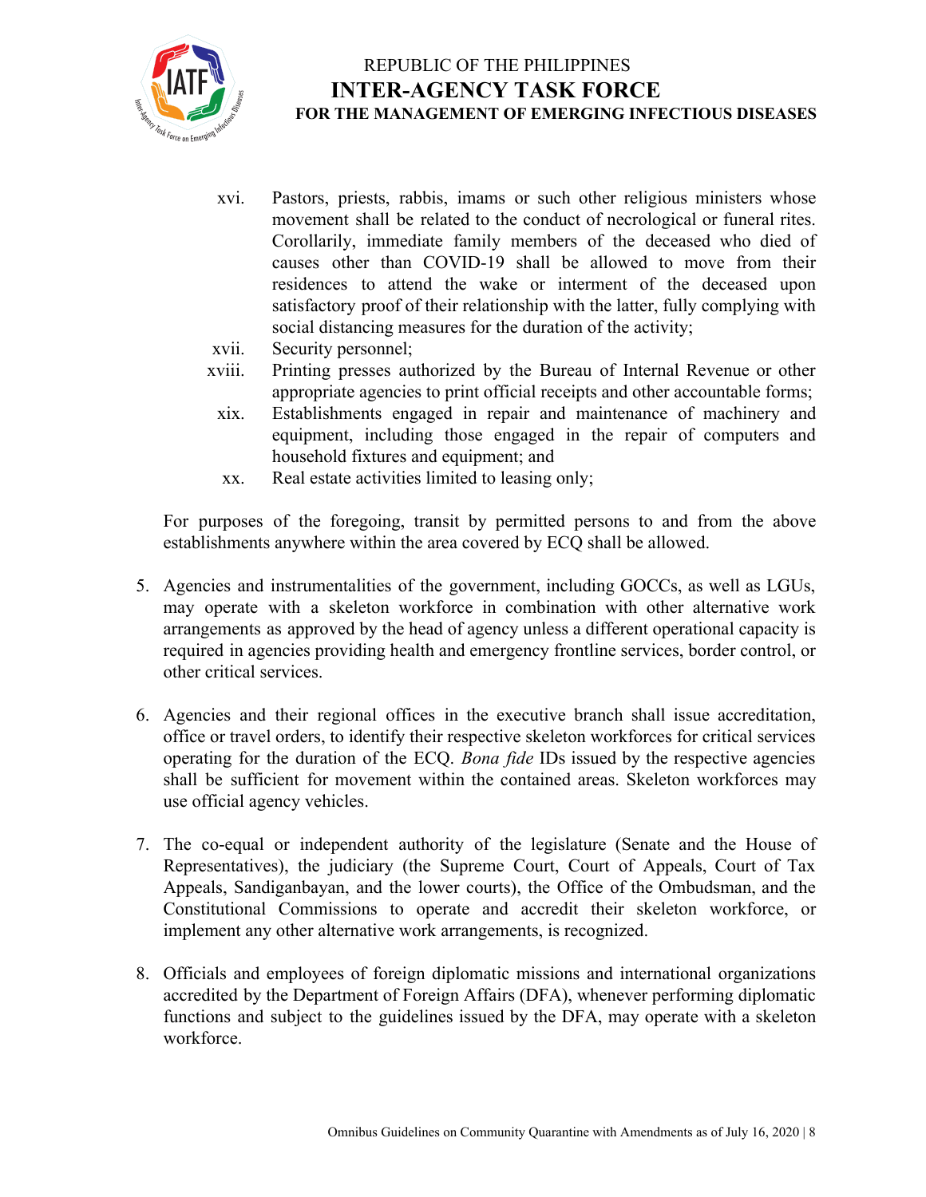xvi. Pastors, priests, rabbis, imams or such other religious ministers whose movement shall be related to the conduct of necrological or funeral rites. Corollarily, immediate family members of the deceased who died of causes other than COVID-19 shall be allowed to move from their residences to attend the wake or interment of the deceased upon satisfactory proof of their relationship with the latter, fully complying with social distancing measures for the duration of the activity;

xvii. Security personnel;

xviii. Printing presses authorized by the Bureau of Internal Revenue or other appropriate agencies to print official receipts and other accountable forms;

xix. Establishments engaged in repair and maintenance of machinery and equipment, including those engaged in the repair of computers and household fixtures and equipment; and

xx. Real estate activities limited to leasing only;

For purposes of the foregoing, transit by permitted persons to and from the above establishments anywhere within the area covered by ECQ shall be allowed.

5. Agencies and instrumentalities of the government, including GOCCs, as well as LGUs, may operate with a skeleton workforce in combination with other alternative work arrangements as approved by the head of agency unless a different operational capacity is required in agencies providing health and emergency frontline services, border control, or other critical services.

6. Agencies and their regional offices in the executive branch shall issue accreditation, office or travel orders, to identify their respective skeleton workforces for critical services operating for the duration of the ECQ. *Bona fide* IDs issued by the respective agencies shall be sufficient for movement within the contained areas. Skeleton workforces may use official agency vehicles.

7. The co-equal or independent authority of the legislature (Senate and the House of Representatives), the judiciary (the Supreme Court, Court of Appeals, Court of Tax Appeals, Sandiganbayan, and the lower courts), the Office of the Ombudsman, and the Constitutional Commissions to operate and accredit their skeleton workforce, or implement any other alternative work arrangements, is recognized.

8. Officials and employees of foreign diplomatic missions and international organizations accredited by the Department of Foreign Affairs (DFA), whenever performing diplomatic functions and subject to the guidelines issued by the DFA, may operate with a skeleton workforce.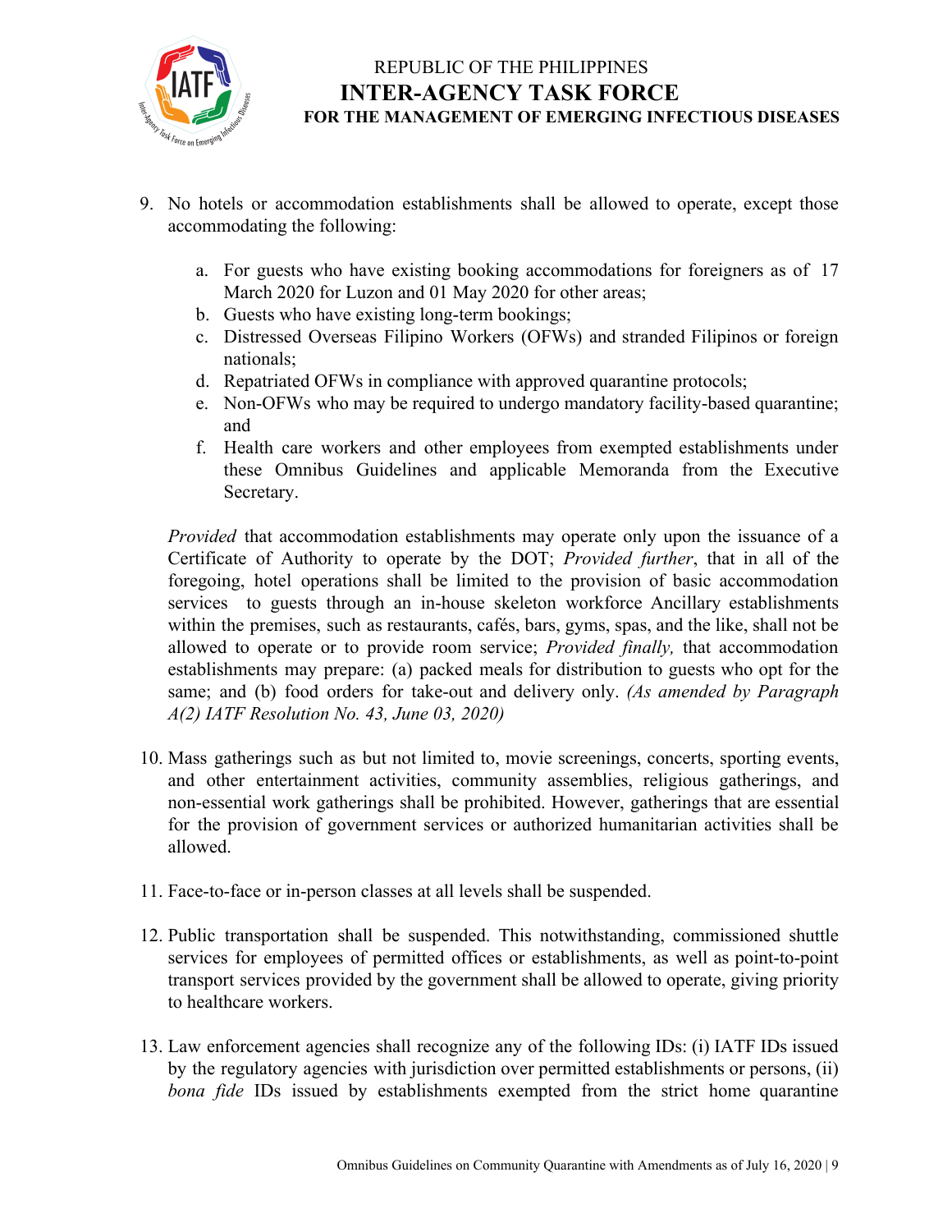9. No hotels or accommodation establishments shall be allowed to operate, except those accommodating the following:

    a. For guests who have existing booking accommodations for foreigners as of 17 March 2020 for Luzon and 01 May 2020 for other areas;
    b. Guests who have existing long-term bookings;
    c. Distressed Overseas Filipino Workers (OFWs) and stranded Filipinos or foreign nationals;
    d. Repatriated OFWs in compliance with approved quarantine protocols;
    e. Non-OFWs who may be required to undergo mandatory facility-based quarantine; and
    f. Health care workers and other employees from exempted establishments under these Omnibus Guidelines and applicable Memoranda from the Executive Secretary.

    *Provided* that accommodation establishments may operate only upon the issuance of a Certificate of Authority to operate by the DOT; *Provided further*, that in all of the foregoing, hotel operations shall be limited to the provision of basic accommodation services to guests through an in-house skeleton workforce Ancillary establishments within the premises, such as restaurants, cafés, bars, gyms, spas, and the like, shall not be allowed to operate or to provide room service; *Provided finally,* that accommodation establishments may prepare: (a) packed meals for distribution to guests who opt for the same; and (b) food orders for take-out and delivery only. *(As amended by Paragraph A(2) IATF Resolution No. 43, June 03, 2020)*

10. Mass gatherings such as but not limited to, movie screenings, concerts, sporting events, and other entertainment activities, community assemblies, religious gatherings, and non-essential work gatherings shall be prohibited. However, gatherings that are essential for the provision of government services or authorized humanitarian activities shall be allowed.

11. Face-to-face or in-person classes at all levels shall be suspended.

12. Public transportation shall be suspended. This notwithstanding, commissioned shuttle services for employees of permitted offices or establishments, as well as point-to-point transport services provided by the government shall be allowed to operate, giving priority to healthcare workers.

13. Law enforcement agencies shall recognize any of the following IDs: (i) IATF IDs issued by the regulatory agencies with jurisdiction over permitted establishments or persons, (ii) *bona fide* IDs issued by establishments exempted from the strict home quarantine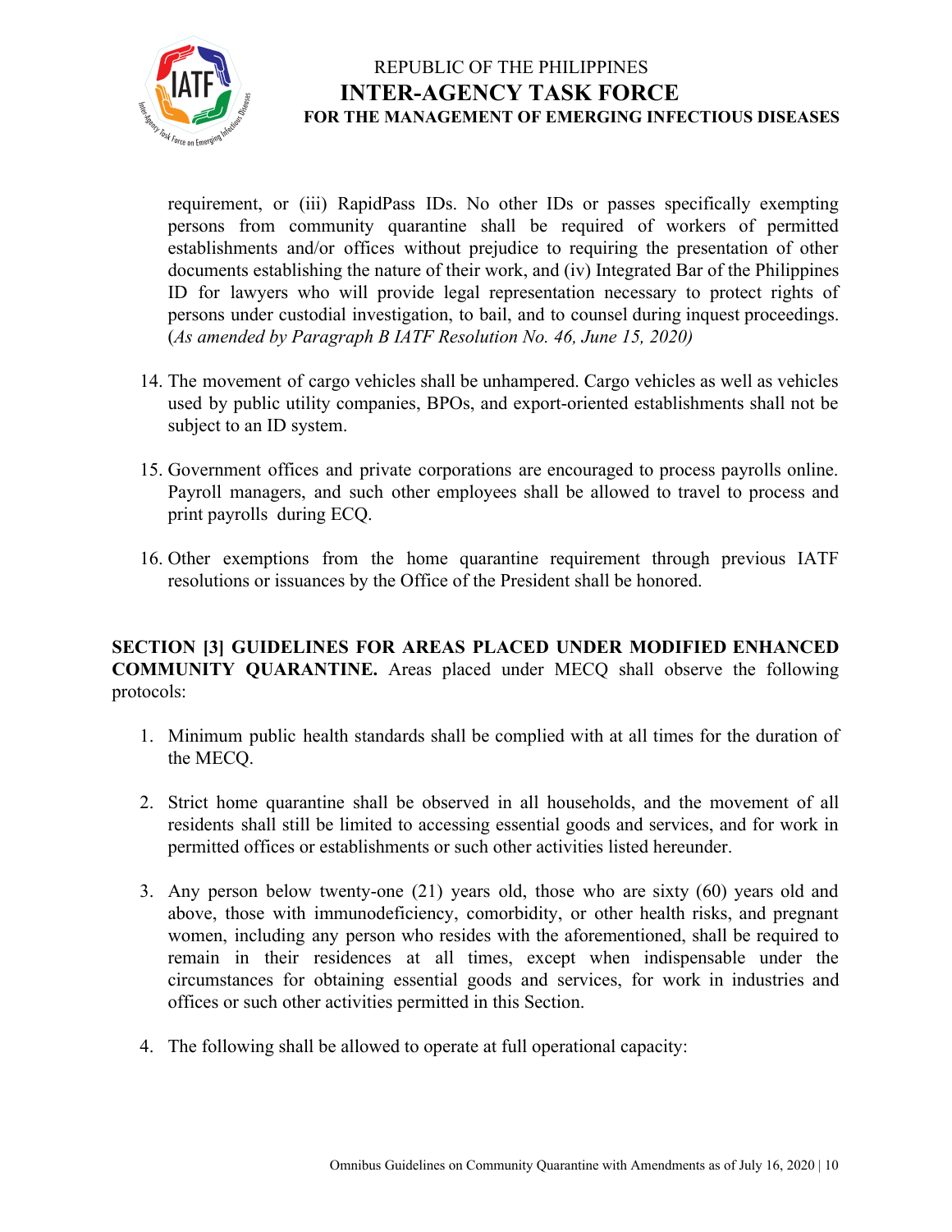requirement, or (iii) RapidPass IDs. No other IDs or passes specifically exempting persons from community quarantine shall be required of workers of permitted establishments and/or offices without prejudice to requiring the presentation of other documents establishing the nature of their work, and (iv) Integrated Bar of the Philippines ID for lawyers who will provide legal representation necessary to protect rights of persons under custodial investigation, to bail, and to counsel during inquest proceedings. (*As amended by Paragraph B IATF Resolution No. 46, June 15, 2020)*

14. The movement of cargo vehicles shall be unhampered. Cargo vehicles as well as vehicles used by public utility companies, BPOs, and export-oriented establishments shall not be subject to an ID system.

15. Government offices and private corporations are encouraged to process payrolls online. Payroll managers, and such other employees shall be allowed to travel to process and print payrolls during ECQ.

16. Other exemptions from the home quarantine requirement through previous IATF resolutions or issuances by the Office of the President shall be honored.

**SECTION [3] GUIDELINES FOR AREAS PLACED UNDER MODIFIED ENHANCED COMMUNITY QUARANTINE.** Areas placed under MECQ shall observe the following protocols:

1. Minimum public health standards shall be complied with at all times for the duration of the MECQ.

2. Strict home quarantine shall be observed in all households, and the movement of all residents shall still be limited to accessing essential goods and services, and for work in permitted offices or establishments or such other activities listed hereunder.

3. Any person below twenty-one (21) years old, those who are sixty (60) years old and above, those with immunodeficiency, comorbidity, or other health risks, and pregnant women, including any person who resides with the aforementioned, shall be required to remain in their residences at all times, except when indispensable under the circumstances for obtaining essential goods and services, for work in industries and offices or such other activities permitted in this Section.

4. The following shall be allowed to operate at full operational capacity: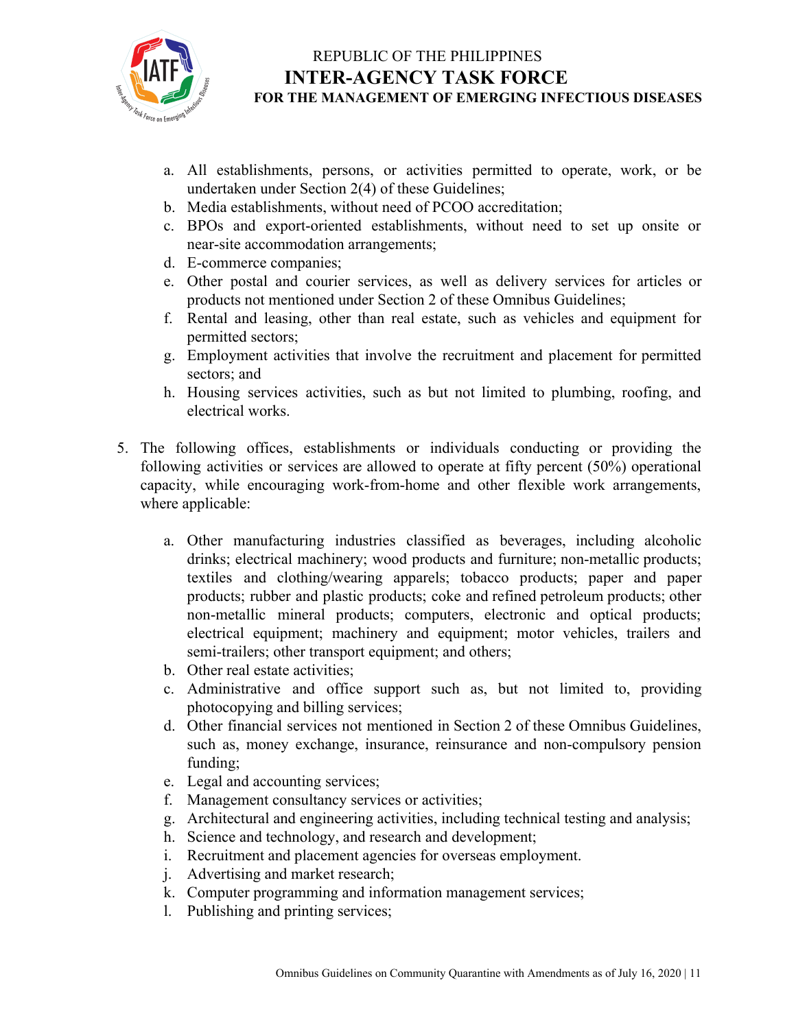a. All establishments, persons, or activities permitted to operate, work, or be undertaken under Section 2(4) of these Guidelines;
b. Media establishments, without need of PCOO accreditation;
c. BPOs and export-oriented establishments, without need to set up onsite or near-site accommodation arrangements;
d. E-commerce companies;
e. Other postal and courier services, as well as delivery services for articles or products not mentioned under Section 2 of these Omnibus Guidelines;
f. Rental and leasing, other than real estate, such as vehicles and equipment for permitted sectors;
g. Employment activities that involve the recruitment and placement for permitted sectors; and
h. Housing services activities, such as but not limited to plumbing, roofing, and electrical works.

5. The following offices, establishments or individuals conducting or providing the following activities or services are allowed to operate at fifty percent (50%) operational capacity, while encouraging work-from-home and other flexible work arrangements, where applicable:

   a. Other manufacturing industries classified as beverages, including alcoholic drinks; electrical machinery; wood products and furniture; non-metallic products; textiles and clothing/wearing apparels; tobacco products; paper and paper products; rubber and plastic products; coke and refined petroleum products; other non-metallic mineral products; computers, electronic and optical products; electrical equipment; machinery and equipment; motor vehicles, trailers and semi-trailers; other transport equipment; and others;
   b. Other real estate activities;
   c. Administrative and office support such as, but not limited to, providing photocopying and billing services;
   d. Other financial services not mentioned in Section 2 of these Omnibus Guidelines, such as, money exchange, insurance, reinsurance and non-compulsory pension funding;
   e. Legal and accounting services;
   f. Management consultancy services or activities;
   g. Architectural and engineering activities, including technical testing and analysis;
   h. Science and technology, and research and development;
   i. Recruitment and placement agencies for overseas employment.
   j. Advertising and market research;
   k. Computer programming and information management services;
   l. Publishing and printing services;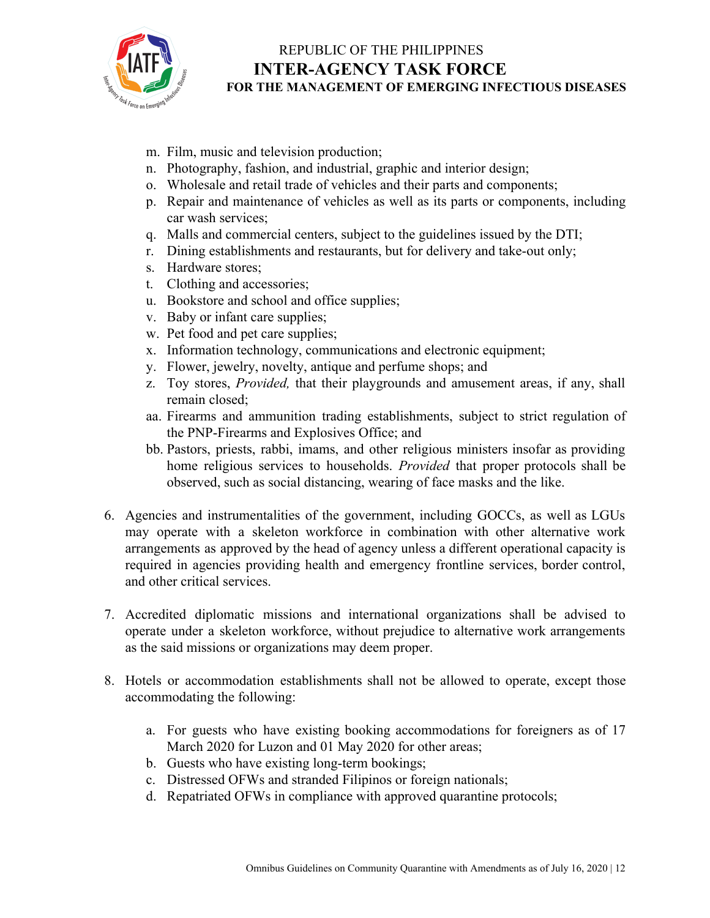m. Film, music and television production;
n. Photography, fashion, and industrial, graphic and interior design;
o. Wholesale and retail trade of vehicles and their parts and components;
p. Repair and maintenance of vehicles as well as its parts or components, including car wash services;
q. Malls and commercial centers, subject to the guidelines issued by the DTI;
r. Dining establishments and restaurants, but for delivery and take-out only;
s. Hardware stores;
t. Clothing and accessories;
u. Bookstore and school and office supplies;
v. Baby or infant care supplies;
w. Pet food and pet care supplies;
x. Information technology, communications and electronic equipment;
y. Flower, jewelry, novelty, antique and perfume shops; and
z. Toy stores, *Provided,* that their playgrounds and amusement areas, if any, shall remain closed;
aa. Firearms and ammunition trading establishments, subject to strict regulation of the PNP-Firearms and Explosives Office; and
bb. Pastors, priests, rabbi, imams, and other religious ministers insofar as providing home religious services to households. *Provided* that proper protocols shall be observed, such as social distancing, wearing of face masks and the like.

6. Agencies and instrumentalities of the government, including GOCCs, as well as LGUs may operate with a skeleton workforce in combination with other alternative work arrangements as approved by the head of agency unless a different operational capacity is required in agencies providing health and emergency frontline services, border control, and other critical services.

7. Accredited diplomatic missions and international organizations shall be advised to operate under a skeleton workforce, without prejudice to alternative work arrangements as the said missions or organizations may deem proper.

8. Hotels or accommodation establishments shall not be allowed to operate, except those accommodating the following:

   a. For guests who have existing booking accommodations for foreigners as of 17 March 2020 for Luzon and 01 May 2020 for other areas;
   b. Guests who have existing long-term bookings;
   c. Distressed OFWs and stranded Filipinos or foreign nationals;
   d. Repatriated OFWs in compliance with approved quarantine protocols;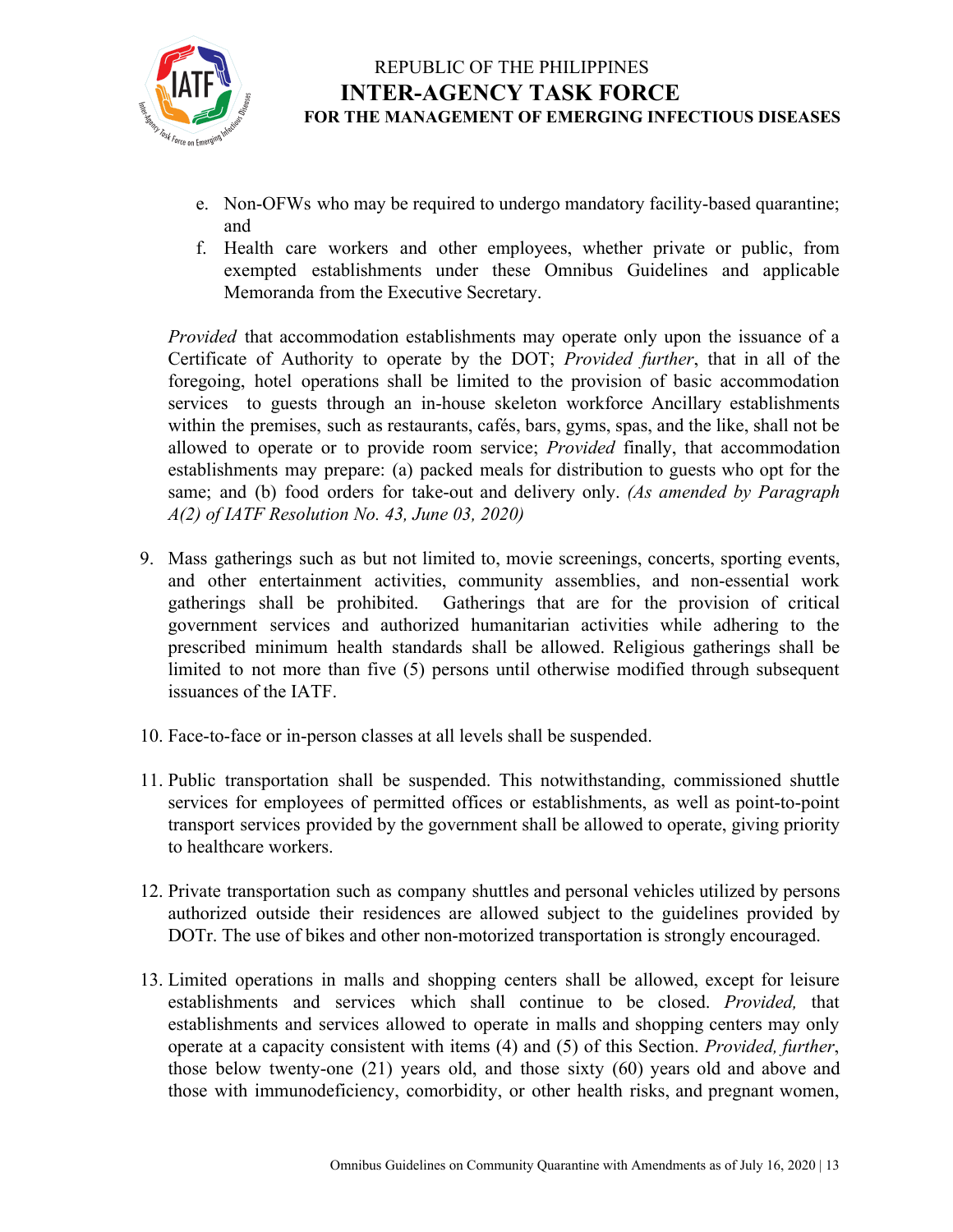e. Non-OFWs who may be required to undergo mandatory facility-based quarantine; and
f. Health care workers and other employees, whether private or public, from exempted establishments under these Omnibus Guidelines and applicable Memoranda from the Executive Secretary.

*Provided* that accommodation establishments may operate only upon the issuance of a Certificate of Authority to operate by the DOT; *Provided further*, that in all of the foregoing, hotel operations shall be limited to the provision of basic accommodation services to guests through an in-house skeleton workforce Ancillary establishments within the premises, such as restaurants, cafés, bars, gyms, spas, and the like, shall not be allowed to operate or to provide room service; *Provided* finally, that accommodation establishments may prepare: (a) packed meals for distribution to guests who opt for the same; and (b) food orders for take-out and delivery only. *(As amended by Paragraph A(2) of IATF Resolution No. 43, June 03, 2020)*

9. Mass gatherings such as but not limited to, movie screenings, concerts, sporting events, and other entertainment activities, community assemblies, and non-essential work gatherings shall be prohibited. Gatherings that are for the provision of critical government services and authorized humanitarian activities while adhering to the prescribed minimum health standards shall be allowed. Religious gatherings shall be limited to not more than five (5) persons until otherwise modified through subsequent issuances of the IATF.

10. Face-to-face or in-person classes at all levels shall be suspended.

11. Public transportation shall be suspended. This notwithstanding, commissioned shuttle services for employees of permitted offices or establishments, as well as point-to-point transport services provided by the government shall be allowed to operate, giving priority to healthcare workers.

12. Private transportation such as company shuttles and personal vehicles utilized by persons authorized outside their residences are allowed subject to the guidelines provided by DOTr. The use of bikes and other non-motorized transportation is strongly encouraged.

13. Limited operations in malls and shopping centers shall be allowed, except for leisure establishments and services which shall continue to be closed. *Provided,* that establishments and services allowed to operate in malls and shopping centers may only operate at a capacity consistent with items (4) and (5) of this Section. *Provided, further*, those below twenty-one (21) years old, and those sixty (60) years old and above and those with immunodeficiency, comorbidity, or other health risks, and pregnant women,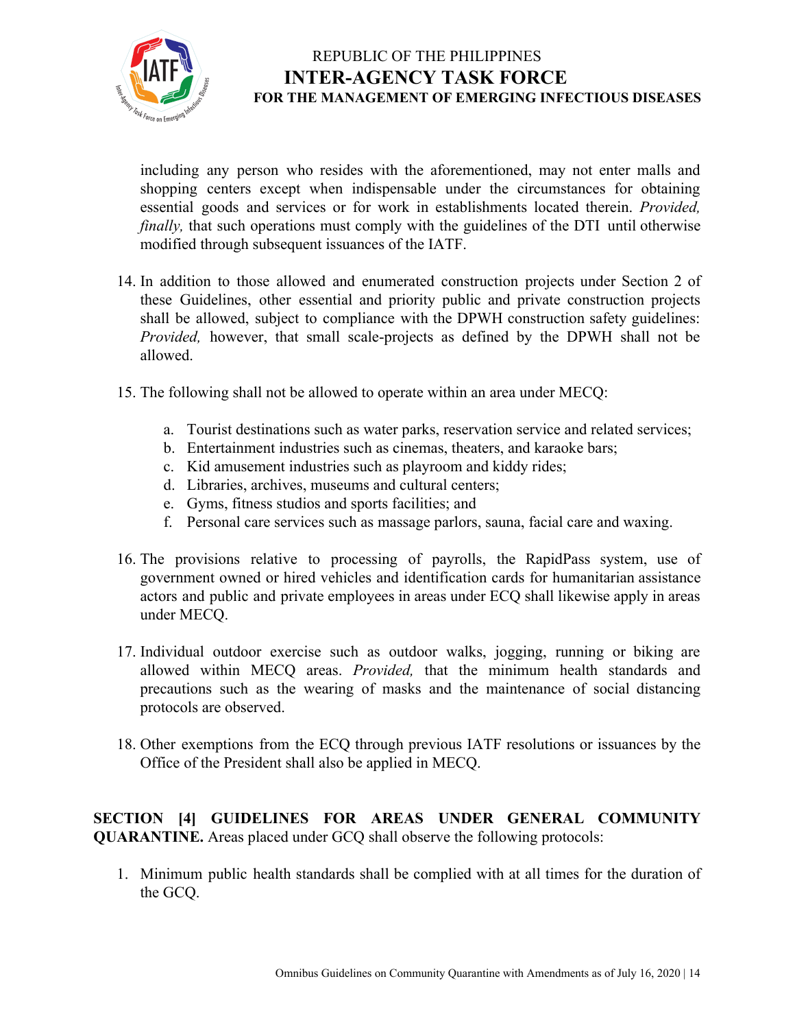including any person who resides with the aforementioned, may not enter malls and shopping centers except when indispensable under the circumstances for obtaining essential goods and services or for work in establishments located therein. *Provided, finally,* that such operations must comply with the guidelines of the DTI until otherwise modified through subsequent issuances of the IATF.

14. In addition to those allowed and enumerated construction projects under Section 2 of these Guidelines, other essential and priority public and private construction projects shall be allowed, subject to compliance with the DPWH construction safety guidelines: *Provided,* however, that small scale-projects as defined by the DPWH shall not be allowed.

15. The following shall not be allowed to operate within an area under MECQ:

    a. Tourist destinations such as water parks, reservation service and related services;
    b. Entertainment industries such as cinemas, theaters, and karaoke bars;
    c. Kid amusement industries such as playroom and kiddy rides;
    d. Libraries, archives, museums and cultural centers;
    e. Gyms, fitness studios and sports facilities; and
    f. Personal care services such as massage parlors, sauna, facial care and waxing.

16. The provisions relative to processing of payrolls, the RapidPass system, use of government owned or hired vehicles and identification cards for humanitarian assistance actors and public and private employees in areas under ECQ shall likewise apply in areas under MECQ.

17. Individual outdoor exercise such as outdoor walks, jogging, running or biking are allowed within MECQ areas. *Provided,* that the minimum health standards and precautions such as the wearing of masks and the maintenance of social distancing protocols are observed.

18. Other exemptions from the ECQ through previous IATF resolutions or issuances by the Office of the President shall also be applied in MECQ.

**SECTION [4] GUIDELINES FOR AREAS UNDER GENERAL COMMUNITY QUARANTINE.** Areas placed under GCQ shall observe the following protocols:

1. Minimum public health standards shall be complied with at all times for the duration of the GCQ.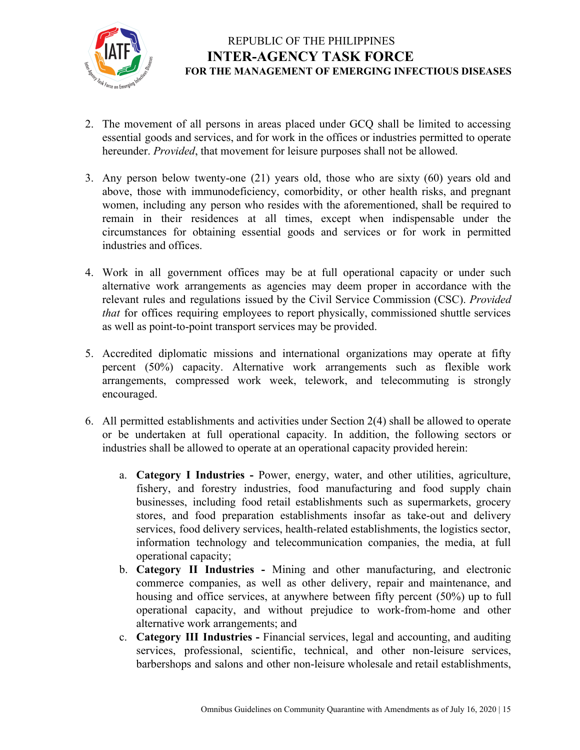2. The movement of all persons in areas placed under GCQ shall be limited to accessing essential goods and services, and for work in the offices or industries permitted to operate hereunder. *Provided*, that movement for leisure purposes shall not be allowed.

3. Any person below twenty-one (21) years old, those who are sixty (60) years old and above, those with immunodeficiency, comorbidity, or other health risks, and pregnant women, including any person who resides with the aforementioned, shall be required to remain in their residences at all times, except when indispensable under the circumstances for obtaining essential goods and services or for work in permitted industries and offices.

4. Work in all government offices may be at full operational capacity or under such alternative work arrangements as agencies may deem proper in accordance with the relevant rules and regulations issued by the Civil Service Commission (CSC). *Provided that* for offices requiring employees to report physically, commissioned shuttle services as well as point-to-point transport services may be provided.

5. Accredited diplomatic missions and international organizations may operate at fifty percent (50%) capacity. Alternative work arrangements such as flexible work arrangements, compressed work week, telework, and telecommuting is strongly encouraged.

6. All permitted establishments and activities under Section 2(4) shall be allowed to operate or be undertaken at full operational capacity. In addition, the following sectors or industries shall be allowed to operate at an operational capacity provided herein:

    a. **Category I Industries -** Power, energy, water, and other utilities, agriculture, fishery, and forestry industries, food manufacturing and food supply chain businesses, including food retail establishments such as supermarkets, grocery stores, and food preparation establishments insofar as take-out and delivery services, food delivery services, health-related establishments, the logistics sector, information technology and telecommunication companies, the media, at full operational capacity;
    b. **Category II Industries -** Mining and other manufacturing, and electronic commerce companies, as well as other delivery, repair and maintenance, and housing and office services, at anywhere between fifty percent (50%) up to full operational capacity, and without prejudice to work-from-home and other alternative work arrangements; and
    c. **Category III Industries -** Financial services, legal and accounting, and auditing services, professional, scientific, technical, and other non-leisure services, barbershops and salons and other non-leisure wholesale and retail establishments,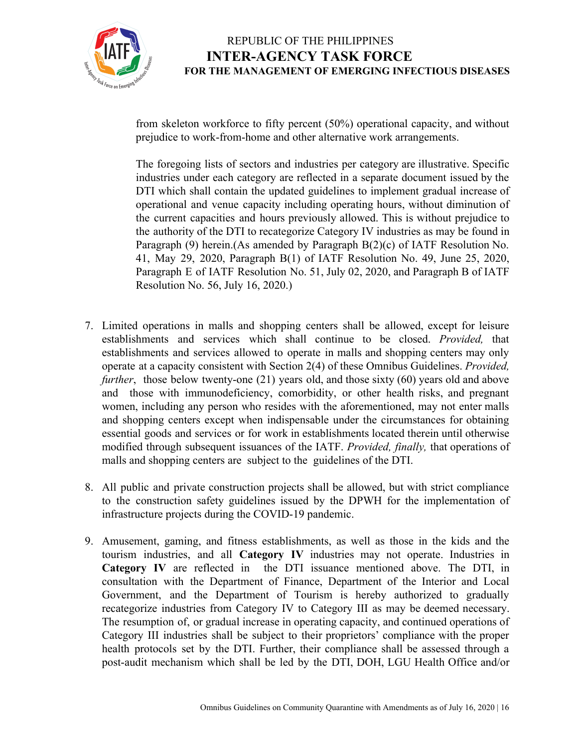from skeleton workforce to fifty percent (50%) operational capacity, and without prejudice to work-from-home and other alternative work arrangements.

The foregoing lists of sectors and industries per category are illustrative. Specific industries under each category are reflected in a separate document issued by the DTI which shall contain the updated guidelines to implement gradual increase of operational and venue capacity including operating hours, without diminution of the current capacities and hours previously allowed. This is without prejudice to the authority of the DTI to recategorize Category IV industries as may be found in Paragraph (9) herein.(As amended by Paragraph B(2)(c) of IATF Resolution No. 41, May 29, 2020, Paragraph B(1) of IATF Resolution No. 49, June 25, 2020, Paragraph E of IATF Resolution No. 51, July 02, 2020, and Paragraph B of IATF Resolution No. 56, July 16, 2020.)

7. Limited operations in malls and shopping centers shall be allowed, except for leisure establishments and services which shall continue to be closed. *Provided,* that establishments and services allowed to operate in malls and shopping centers may only operate at a capacity consistent with Section 2(4) of these Omnibus Guidelines. *Provided, further*, those below twenty-one (21) years old, and those sixty (60) years old and above and those with immunodeficiency, comorbidity, or other health risks, and pregnant women, including any person who resides with the aforementioned, may not enter malls and shopping centers except when indispensable under the circumstances for obtaining essential goods and services or for work in establishments located therein until otherwise modified through subsequent issuances of the IATF. *Provided, finally,* that operations of malls and shopping centers are subject to the guidelines of the DTI.

8. All public and private construction projects shall be allowed, but with strict compliance to the construction safety guidelines issued by the DPWH for the implementation of infrastructure projects during the COVID-19 pandemic.

9. Amusement, gaming, and fitness establishments, as well as those in the kids and the tourism industries, and all **Category IV** industries may not operate. Industries in **Category IV** are reflected in the DTI issuance mentioned above. The DTI, in consultation with the Department of Finance, Department of the Interior and Local Government, and the Department of Tourism is hereby authorized to gradually recategorize industries from Category IV to Category III as may be deemed necessary. The resumption of, or gradual increase in operating capacity, and continued operations of Category III industries shall be subject to their proprietors' compliance with the proper health protocols set by the DTI. Further, their compliance shall be assessed through a post-audit mechanism which shall be led by the DTI, DOH, LGU Health Office and/or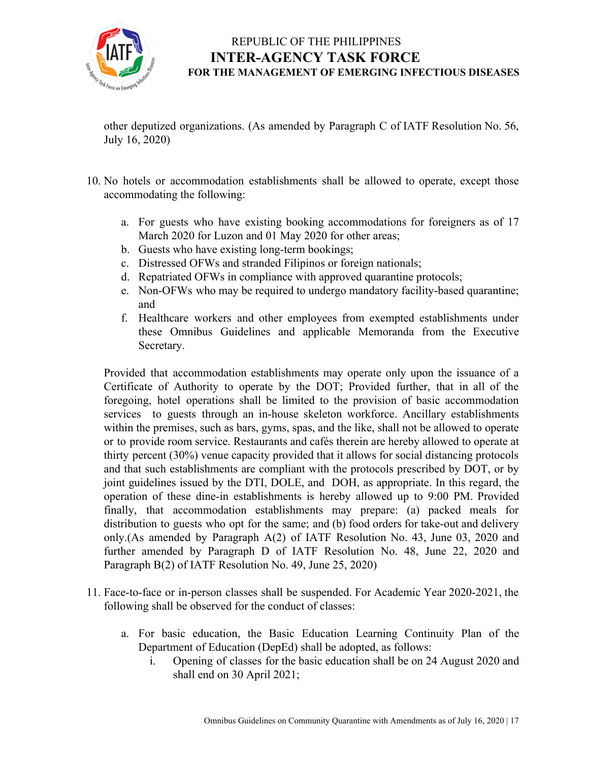other deputized organizations. (As amended by Paragraph C of IATF Resolution No. 56, July 16, 2020)

10. No hotels or accommodation establishments shall be allowed to operate, except those accommodating the following:

    a. For guests who have existing booking accommodations for foreigners as of 17 March 2020 for Luzon and 01 May 2020 for other areas;
    b. Guests who have existing long-term bookings;
    c. Distressed OFWs and stranded Filipinos or foreign nationals;
    d. Repatriated OFWs in compliance with approved quarantine protocols;
    e. Non-OFWs who may be required to undergo mandatory facility-based quarantine; and
    f. Healthcare workers and other employees from exempted establishments under these Omnibus Guidelines and applicable Memoranda from the Executive Secretary.

    Provided that accommodation establishments may operate only upon the issuance of a Certificate of Authority to operate by the DOT; Provided further, that in all of the foregoing, hotel operations shall be limited to the provision of basic accommodation services to guests through an in-house skeleton workforce. Ancillary establishments within the premises, such as bars, gyms, spas, and the like, shall not be allowed to operate or to provide room service. Restaurants and cafés therein are hereby allowed to operate at thirty percent (30%) venue capacity provided that it allows for social distancing protocols and that such establishments are compliant with the protocols prescribed by DOT, or by joint guidelines issued by the DTI, DOLE, and DOH, as appropriate. In this regard, the operation of these dine-in establishments is hereby allowed up to 9:00 PM. Provided finally, that accommodation establishments may prepare: (a) packed meals for distribution to guests who opt for the same; and (b) food orders for take-out and delivery only.(As amended by Paragraph A(2) of IATF Resolution No. 43, June 03, 2020 and further amended by Paragraph D of IATF Resolution No. 48, June 22, 2020 and Paragraph B(2) of IATF Resolution No. 49, June 25, 2020)

11. Face-to-face or in-person classes shall be suspended. For Academic Year 2020-2021, the following shall be observed for the conduct of classes:

    a. For basic education, the Basic Education Learning Continuity Plan of the Department of Education (DepEd) shall be adopted, as follows:
        i. Opening of classes for the basic education shall be on 24 August 2020 and shall end on 30 April 2021;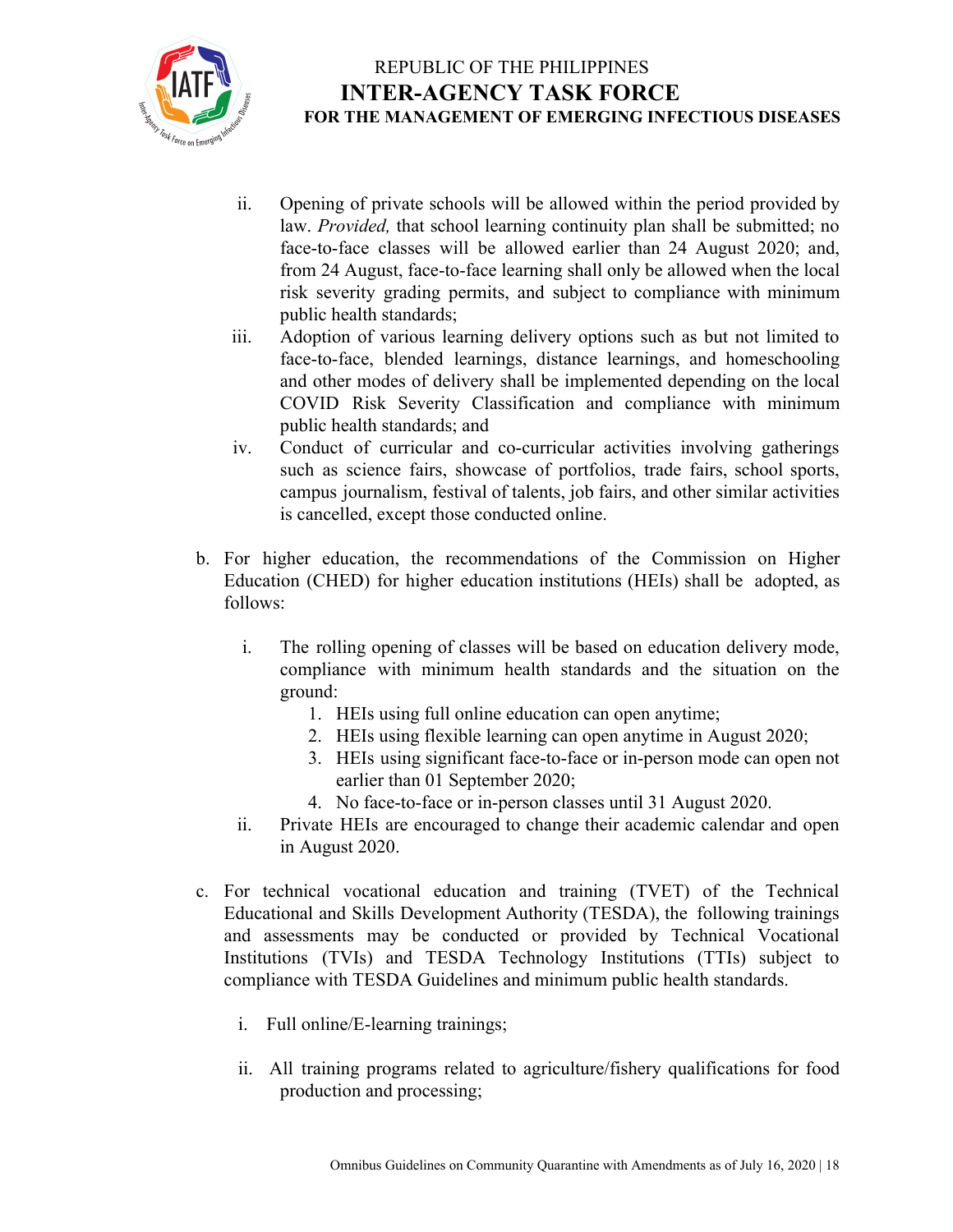ii. Opening of private schools will be allowed within the period provided by law. *Provided,* that school learning continuity plan shall be submitted; no face-to-face classes will be allowed earlier than 24 August 2020; and, from 24 August, face-to-face learning shall only be allowed when the local risk severity grading permits, and subject to compliance with minimum public health standards;

iii. Adoption of various learning delivery options such as but not limited to face-to-face, blended learnings, distance learnings, and homeschooling and other modes of delivery shall be implemented depending on the local COVID Risk Severity Classification and compliance with minimum public health standards; and

iv. Conduct of curricular and co-curricular activities involving gatherings such as science fairs, showcase of portfolios, trade fairs, school sports, campus journalism, festival of talents, job fairs, and other similar activities is cancelled, except those conducted online.

b. For higher education, the recommendations of the Commission on Higher Education (CHED) for higher education institutions (HEIs) shall be adopted, as follows:

   i. The rolling opening of classes will be based on education delivery mode, compliance with minimum health standards and the situation on the ground:
      1. HEIs using full online education can open anytime;
      2. HEIs using flexible learning can open anytime in August 2020;
      3. HEIs using significant face-to-face or in-person mode can open not earlier than 01 September 2020;
      4. No face-to-face or in-person classes until 31 August 2020.

   ii. Private HEIs are encouraged to change their academic calendar and open in August 2020.

c. For technical vocational education and training (TVET) of the Technical Educational and Skills Development Authority (TESDA), the following trainings and assessments may be conducted or provided by Technical Vocational Institutions (TVIs) and TESDA Technology Institutions (TTIs) subject to compliance with TESDA Guidelines and minimum public health standards.

   i. Full online/E-learning trainings;

   ii. All training programs related to agriculture/fishery qualifications for food production and processing;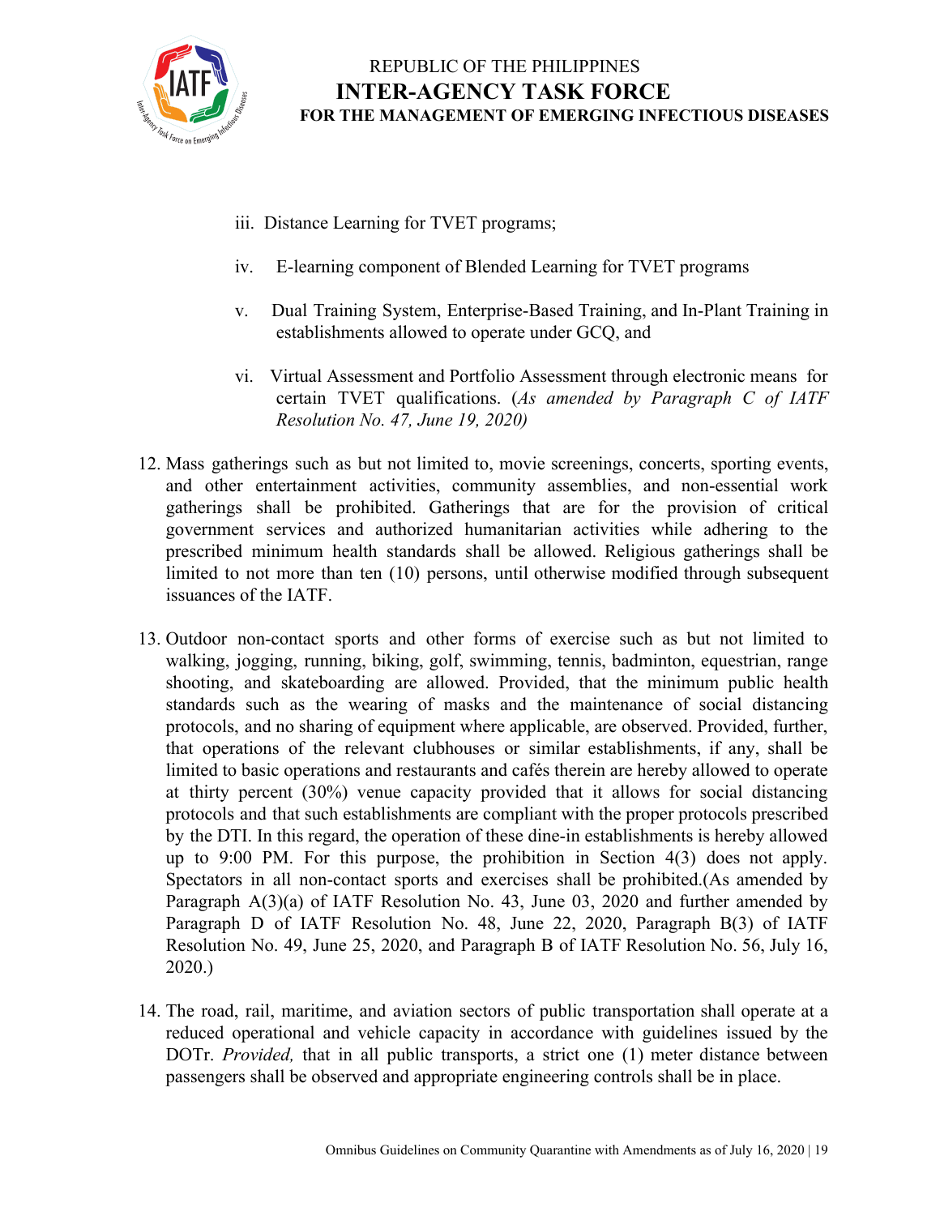iii. Distance Learning for TVET programs;

iv. E-learning component of Blended Learning for TVET programs

v. Dual Training System, Enterprise-Based Training, and In-Plant Training in establishments allowed to operate under GCQ, and

vi. Virtual Assessment and Portfolio Assessment through electronic means for certain TVET qualifications. (*As amended by Paragraph C of IATF Resolution No. 47, June 19, 2020)*

12. Mass gatherings such as but not limited to, movie screenings, concerts, sporting events, and other entertainment activities, community assemblies, and non-essential work gatherings shall be prohibited. Gatherings that are for the provision of critical government services and authorized humanitarian activities while adhering to the prescribed minimum health standards shall be allowed. Religious gatherings shall be limited to not more than ten (10) persons, until otherwise modified through subsequent issuances of the IATF.

13. Outdoor non-contact sports and other forms of exercise such as but not limited to walking, jogging, running, biking, golf, swimming, tennis, badminton, equestrian, range shooting, and skateboarding are allowed. Provided, that the minimum public health standards such as the wearing of masks and the maintenance of social distancing protocols, and no sharing of equipment where applicable, are observed. Provided, further, that operations of the relevant clubhouses or similar establishments, if any, shall be limited to basic operations and restaurants and cafés therein are hereby allowed to operate at thirty percent (30%) venue capacity provided that it allows for social distancing protocols and that such establishments are compliant with the proper protocols prescribed by the DTI. In this regard, the operation of these dine-in establishments is hereby allowed up to 9:00 PM. For this purpose, the prohibition in Section 4(3) does not apply. Spectators in all non-contact sports and exercises shall be prohibited.(As amended by Paragraph A(3)(a) of IATF Resolution No. 43, June 03, 2020 and further amended by Paragraph D of IATF Resolution No. 48, June 22, 2020, Paragraph B(3) of IATF Resolution No. 49, June 25, 2020, and Paragraph B of IATF Resolution No. 56, July 16, 2020.)

14. The road, rail, maritime, and aviation sectors of public transportation shall operate at a reduced operational and vehicle capacity in accordance with guidelines issued by the DOTr. *Provided,* that in all public transports, a strict one (1) meter distance between passengers shall be observed and appropriate engineering controls shall be in place.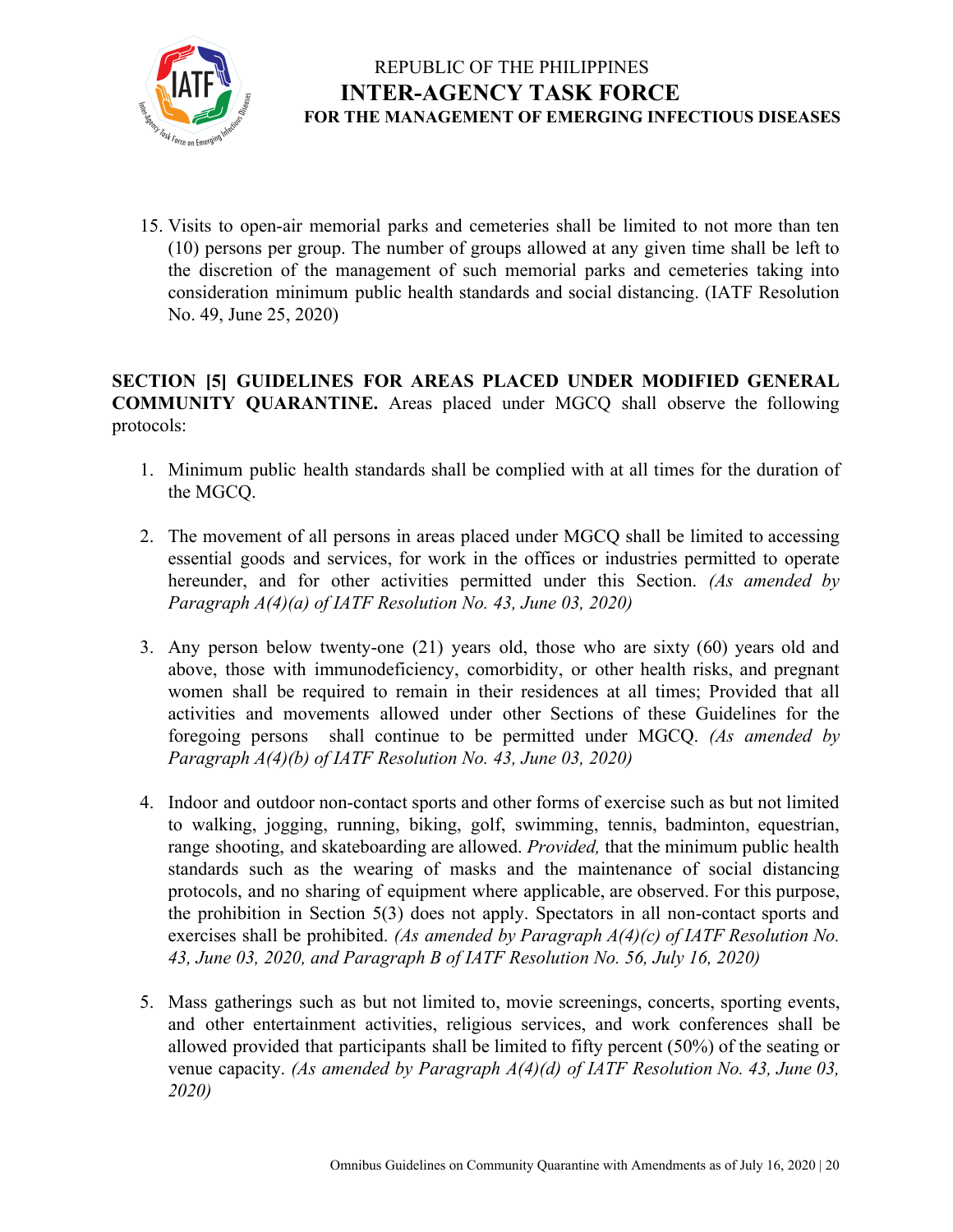15. Visits to open-air memorial parks and cemeteries shall be limited to not more than ten (10) persons per group. The number of groups allowed at any given time shall be left to the discretion of the management of such memorial parks and cemeteries taking into consideration minimum public health standards and social distancing. (IATF Resolution No. 49, June 25, 2020)

**SECTION [5] GUIDELINES FOR AREAS PLACED UNDER MODIFIED GENERAL COMMUNITY QUARANTINE.** Areas placed under MGCQ shall observe the following protocols:

1. Minimum public health standards shall be complied with at all times for the duration of the MGCQ.

2. The movement of all persons in areas placed under MGCQ shall be limited to accessing essential goods and services, for work in the offices or industries permitted to operate hereunder, and for other activities permitted under this Section. *(As amended by Paragraph A(4)(a) of IATF Resolution No. 43, June 03, 2020)*

3. Any person below twenty-one (21) years old, those who are sixty (60) years old and above, those with immunodeficiency, comorbidity, or other health risks, and pregnant women shall be required to remain in their residences at all times; Provided that all activities and movements allowed under other Sections of these Guidelines for the foregoing persons shall continue to be permitted under MGCQ. *(As amended by Paragraph A(4)(b) of IATF Resolution No. 43, June 03, 2020)*

4. Indoor and outdoor non-contact sports and other forms of exercise such as but not limited to walking, jogging, running, biking, golf, swimming, tennis, badminton, equestrian, range shooting, and skateboarding are allowed. *Provided,* that the minimum public health standards such as the wearing of masks and the maintenance of social distancing protocols, and no sharing of equipment where applicable, are observed. For this purpose, the prohibition in Section 5(3) does not apply. Spectators in all non-contact sports and exercises shall be prohibited. *(As amended by Paragraph A(4)(c) of IATF Resolution No. 43, June 03, 2020, and Paragraph B of IATF Resolution No. 56, July 16, 2020)*

5. Mass gatherings such as but not limited to, movie screenings, concerts, sporting events, and other entertainment activities, religious services, and work conferences shall be allowed provided that participants shall be limited to fifty percent (50%) of the seating or venue capacity. *(As amended by Paragraph A(4)(d) of IATF Resolution No. 43, June 03, 2020)*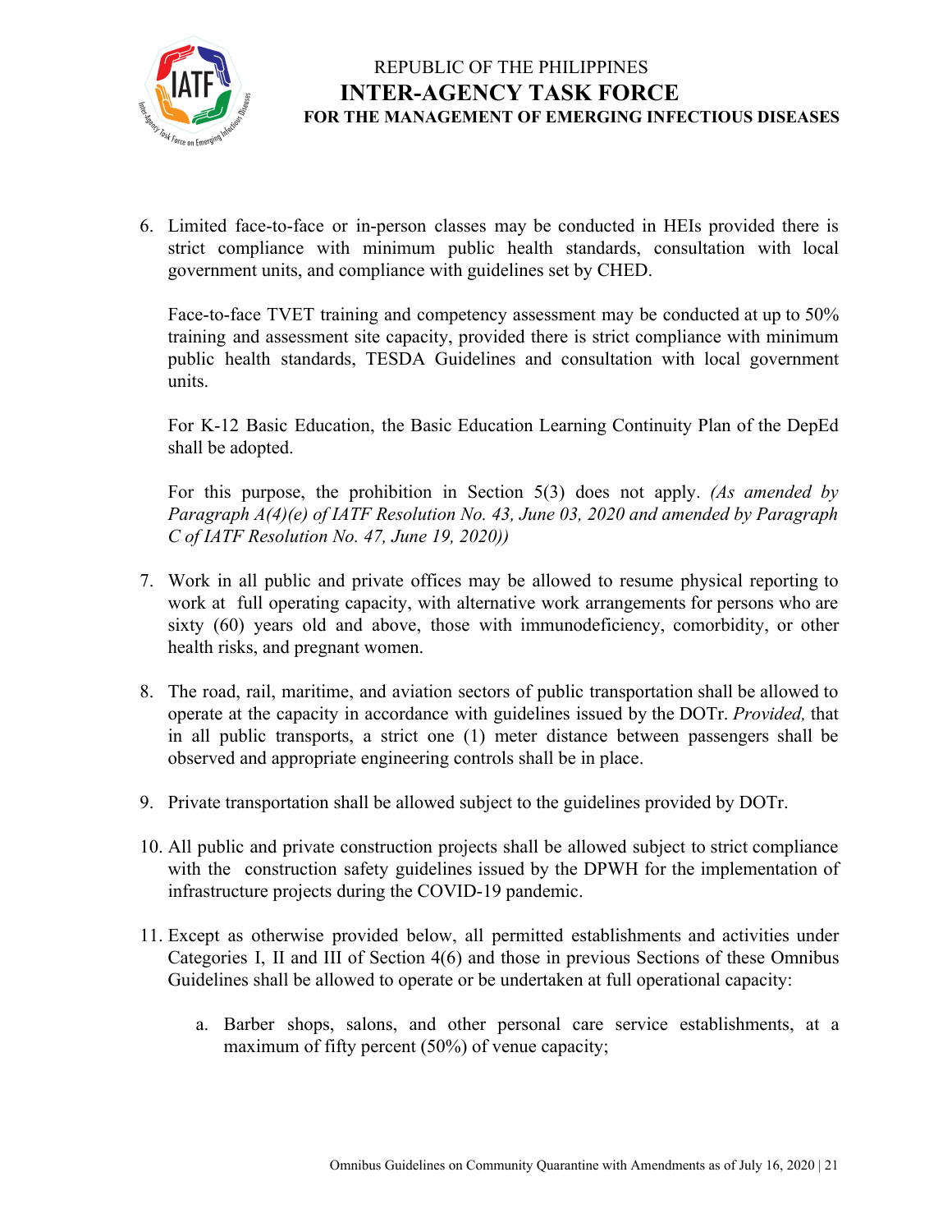6. Limited face-to-face or in-person classes may be conducted in HEIs provided there is strict compliance with minimum public health standards, consultation with local government units, and compliance with guidelines set by CHED.

   Face-to-face TVET training and competency assessment may be conducted at up to 50% training and assessment site capacity, provided there is strict compliance with minimum public health standards, TESDA Guidelines and consultation with local government units.

   For K-12 Basic Education, the Basic Education Learning Continuity Plan of the DepEd shall be adopted.

   For this purpose, the prohibition in Section 5(3) does not apply. *(As amended by Paragraph A(4)(e) of IATF Resolution No. 43, June 03, 2020 and amended by Paragraph C of IATF Resolution No. 47, June 19, 2020))*

7. Work in all public and private offices may be allowed to resume physical reporting to work at full operating capacity, with alternative work arrangements for persons who are sixty (60) years old and above, those with immunodeficiency, comorbidity, or other health risks, and pregnant women.

8. The road, rail, maritime, and aviation sectors of public transportation shall be allowed to operate at the capacity in accordance with guidelines issued by the DOTr. *Provided,* that in all public transports, a strict one (1) meter distance between passengers shall be observed and appropriate engineering controls shall be in place.

9. Private transportation shall be allowed subject to the guidelines provided by DOTr.

10. All public and private construction projects shall be allowed subject to strict compliance with the construction safety guidelines issued by the DPWH for the implementation of infrastructure projects during the COVID-19 pandemic.

11. Except as otherwise provided below, all permitted establishments and activities under Categories I, II and III of Section 4(6) and those in previous Sections of these Omnibus Guidelines shall be allowed to operate or be undertaken at full operational capacity:

    a. Barber shops, salons, and other personal care service establishments, at a maximum of fifty percent (50%) of venue capacity;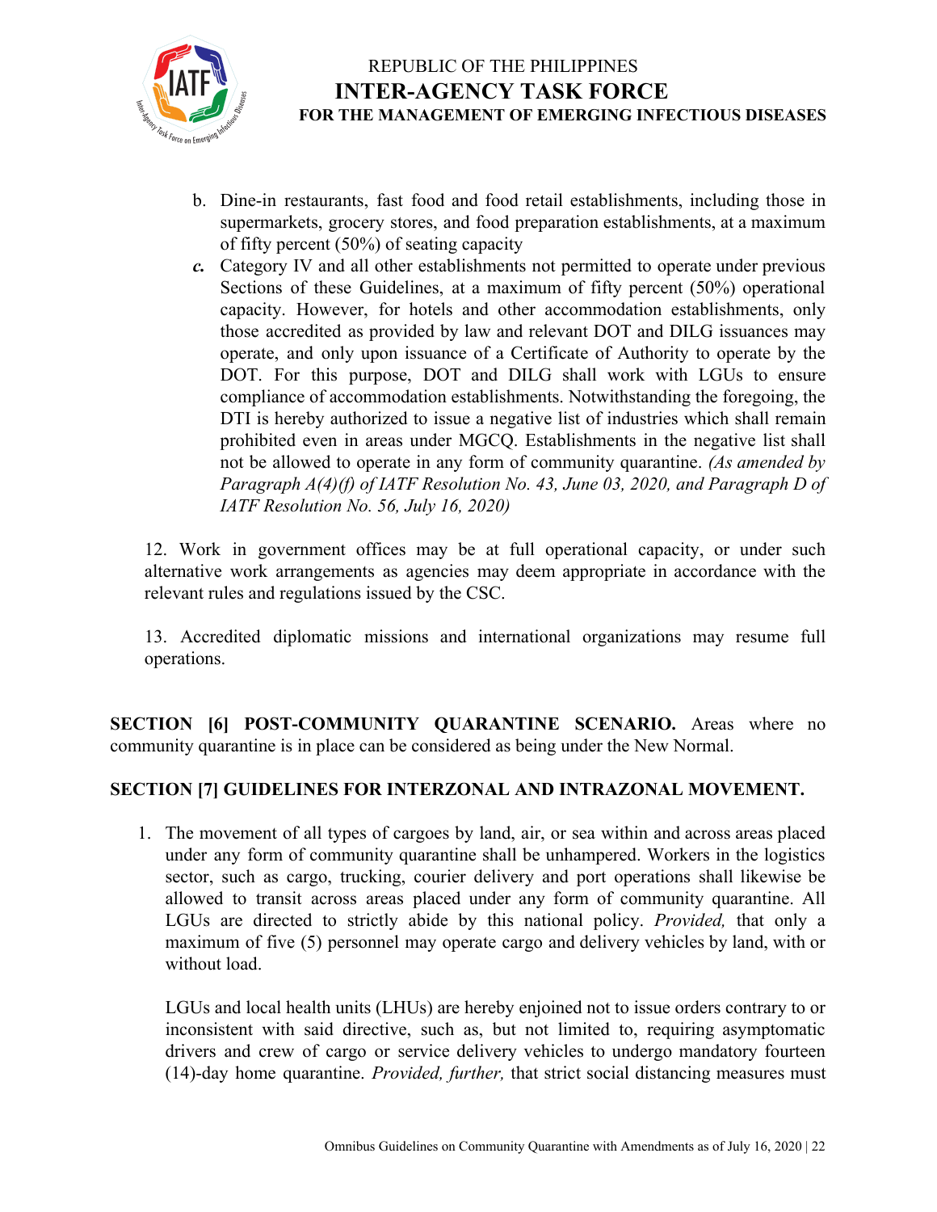b. Dine-in restaurants, fast food and food retail establishments, including those in supermarkets, grocery stores, and food preparation establishments, at a maximum of fifty percent (50%) of seating capacity

***c.*** Category IV and all other establishments not permitted to operate under previous Sections of these Guidelines, at a maximum of fifty percent (50%) operational capacity. However, for hotels and other accommodation establishments, only those accredited as provided by law and relevant DOT and DILG issuances may operate, and only upon issuance of a Certificate of Authority to operate by the DOT. For this purpose, DOT and DILG shall work with LGUs to ensure compliance of accommodation establishments. Notwithstanding the foregoing, the DTI is hereby authorized to issue a negative list of industries which shall remain prohibited even in areas under MGCQ. Establishments in the negative list shall not be allowed to operate in any form of community quarantine. *(As amended by Paragraph A(4)(f) of IATF Resolution No. 43, June 03, 2020, and Paragraph D of IATF Resolution No. 56, July 16, 2020)*

12. Work in government offices may be at full operational capacity, or under such alternative work arrangements as agencies may deem appropriate in accordance with the relevant rules and regulations issued by the CSC.

13. Accredited diplomatic missions and international organizations may resume full operations.

**SECTION [6] POST-COMMUNITY QUARANTINE SCENARIO.** Areas where no community quarantine is in place can be considered as being under the New Normal.

**SECTION [7] GUIDELINES FOR INTERZONAL AND INTRAZONAL MOVEMENT.**

1. The movement of all types of cargoes by land, air, or sea within and across areas placed under any form of community quarantine shall be unhampered. Workers in the logistics sector, such as cargo, trucking, courier delivery and port operations shall likewise be allowed to transit across areas placed under any form of community quarantine. All LGUs are directed to strictly abide by this national policy. *Provided,* that only a maximum of five (5) personnel may operate cargo and delivery vehicles by land, with or without load.

   LGUs and local health units (LHUs) are hereby enjoined not to issue orders contrary to or inconsistent with said directive, such as, but not limited to, requiring asymptomatic drivers and crew of cargo or service delivery vehicles to undergo mandatory fourteen (14)-day home quarantine. *Provided, further,* that strict social distancing measures must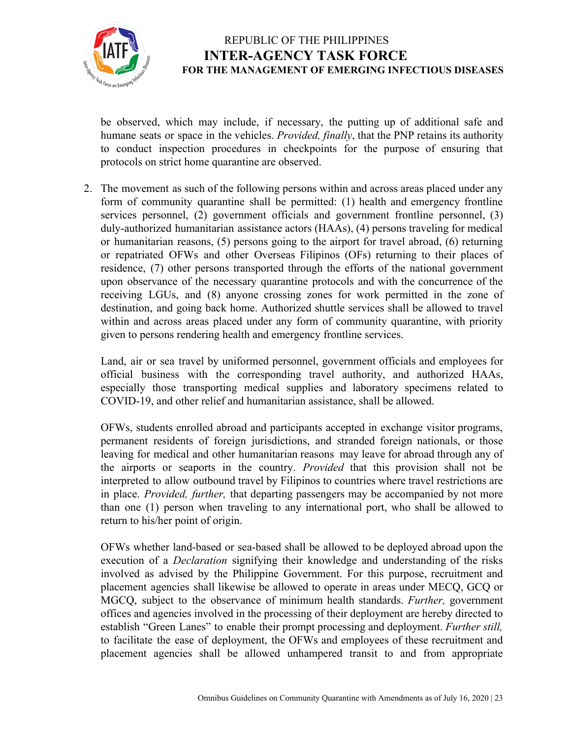be observed, which may include, if necessary, the putting up of additional safe and humane seats or space in the vehicles. *Provided, finally*, that the PNP retains its authority to conduct inspection procedures in checkpoints for the purpose of ensuring that protocols on strict home quarantine are observed.

2. The movement as such of the following persons within and across areas placed under any form of community quarantine shall be permitted: (1) health and emergency frontline services personnel, (2) government officials and government frontline personnel, (3) duly-authorized humanitarian assistance actors (HAAs), (4) persons traveling for medical or humanitarian reasons, (5) persons going to the airport for travel abroad, (6) returning or repatriated OFWs and other Overseas Filipinos (OFs) returning to their places of residence, (7) other persons transported through the efforts of the national government upon observance of the necessary quarantine protocols and with the concurrence of the receiving LGUs, and (8) anyone crossing zones for work permitted in the zone of destination, and going back home. Authorized shuttle services shall be allowed to travel within and across areas placed under any form of community quarantine, with priority given to persons rendering health and emergency frontline services.

   Land, air or sea travel by uniformed personnel, government officials and employees for official business with the corresponding travel authority, and authorized HAAs, especially those transporting medical supplies and laboratory specimens related to COVID-19, and other relief and humanitarian assistance, shall be allowed.

   OFWs, students enrolled abroad and participants accepted in exchange visitor programs, permanent residents of foreign jurisdictions, and stranded foreign nationals, or those leaving for medical and other humanitarian reasons may leave for abroad through any of the airports or seaports in the country. *Provided* that this provision shall not be interpreted to allow outbound travel by Filipinos to countries where travel restrictions are in place. *Provided, further,* that departing passengers may be accompanied by not more than one (1) person when traveling to any international port, who shall be allowed to return to his/her point of origin.

   OFWs whether land-based or sea-based shall be allowed to be deployed abroad upon the execution of a *Declaration* signifying their knowledge and understanding of the risks involved as advised by the Philippine Government. For this purpose, recruitment and placement agencies shall likewise be allowed to operate in areas under MECQ, GCQ or MGCQ, subject to the observance of minimum health standards. *Further,* government offices and agencies involved in the processing of their deployment are hereby directed to establish "Green Lanes" to enable their prompt processing and deployment. *Further still,* to facilitate the ease of deployment, the OFWs and employees of these recruitment and placement agencies shall be allowed unhampered transit to and from appropriate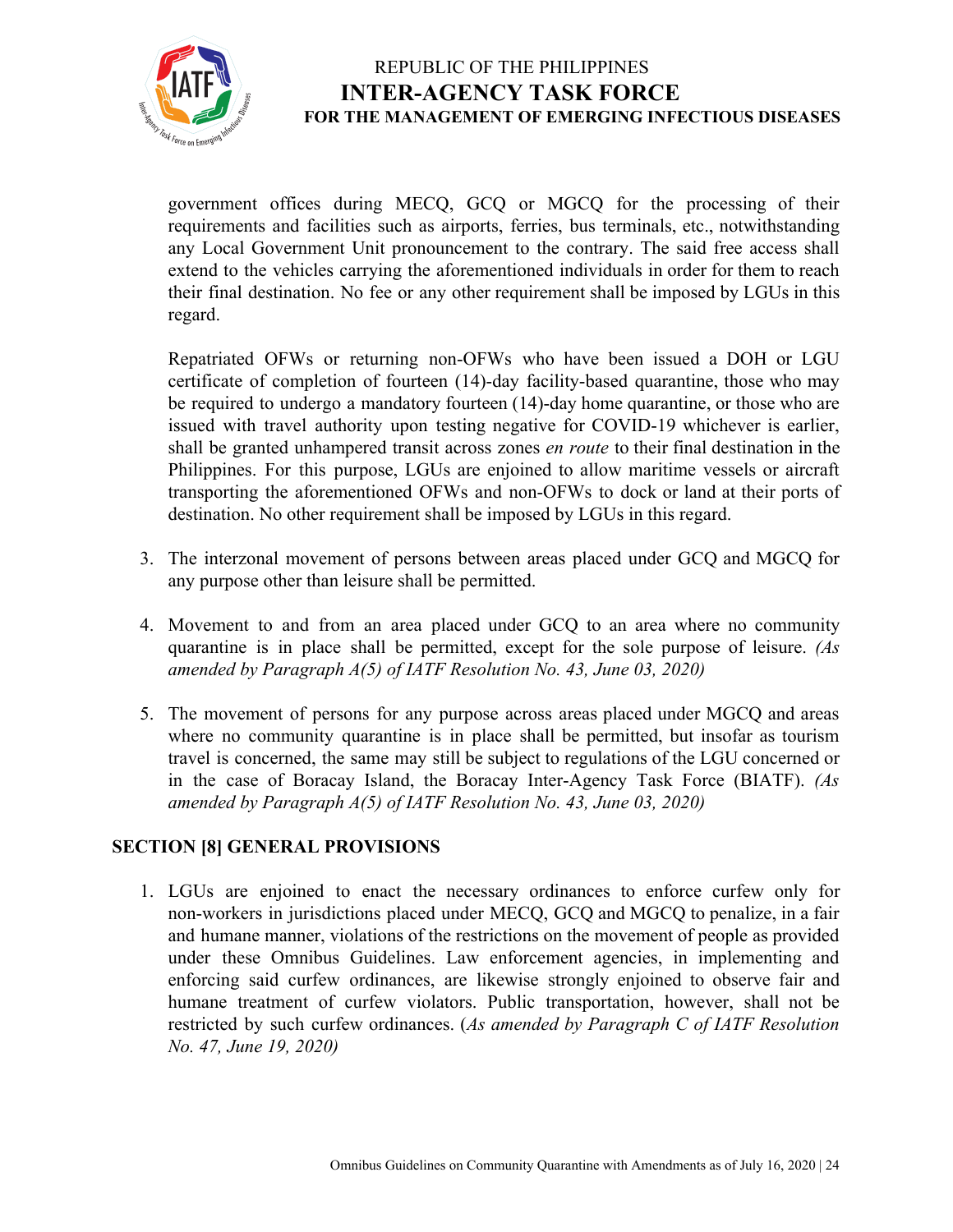government offices during MECQ, GCQ or MGCQ for the processing of their requirements and facilities such as airports, ferries, bus terminals, etc., notwithstanding any Local Government Unit pronouncement to the contrary. The said free access shall extend to the vehicles carrying the aforementioned individuals in order for them to reach their final destination. No fee or any other requirement shall be imposed by LGUs in this regard.

Repatriated OFWs or returning non-OFWs who have been issued a DOH or LGU certificate of completion of fourteen (14)-day facility-based quarantine, those who may be required to undergo a mandatory fourteen (14)-day home quarantine, or those who are issued with travel authority upon testing negative for COVID-19 whichever is earlier, shall be granted unhampered transit across zones *en route* to their final destination in the Philippines. For this purpose, LGUs are enjoined to allow maritime vessels or aircraft transporting the aforementioned OFWs and non-OFWs to dock or land at their ports of destination. No other requirement shall be imposed by LGUs in this regard.

3. The interzonal movement of persons between areas placed under GCQ and MGCQ for any purpose other than leisure shall be permitted.

4. Movement to and from an area placed under GCQ to an area where no community quarantine is in place shall be permitted, except for the sole purpose of leisure. *(As amended by Paragraph A(5) of IATF Resolution No. 43, June 03, 2020)*

5. The movement of persons for any purpose across areas placed under MGCQ and areas where no community quarantine is in place shall be permitted, but insofar as tourism travel is concerned, the same may still be subject to regulations of the LGU concerned or in the case of Boracay Island, the Boracay Inter-Agency Task Force (BIATF). *(As amended by Paragraph A(5) of IATF Resolution No. 43, June 03, 2020)*

## SECTION [8] GENERAL PROVISIONS

1. LGUs are enjoined to enact the necessary ordinances to enforce curfew only for non-workers in jurisdictions placed under MECQ, GCQ and MGCQ to penalize, in a fair and humane manner, violations of the restrictions on the movement of people as provided under these Omnibus Guidelines. Law enforcement agencies, in implementing and enforcing said curfew ordinances, are likewise strongly enjoined to observe fair and humane treatment of curfew violators. Public transportation, however, shall not be restricted by such curfew ordinances. (*As amended by Paragraph C of IATF Resolution No. 47, June 19, 2020)*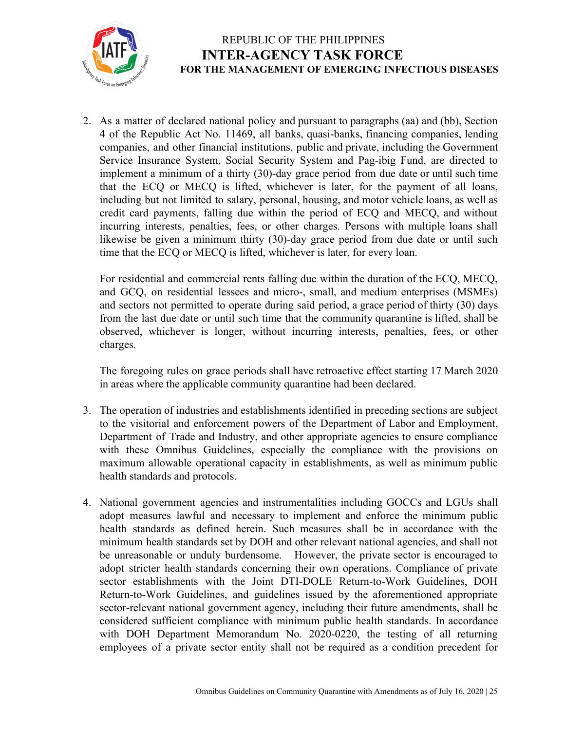2. As a matter of declared national policy and pursuant to paragraphs (aa) and (bb), Section 4 of the Republic Act No. 11469, all banks, quasi-banks, financing companies, lending companies, and other financial institutions, public and private, including the Government Service Insurance System, Social Security System and Pag-ibig Fund, are directed to implement a minimum of a thirty (30)-day grace period from due date or until such time that the ECQ or MECQ is lifted, whichever is later, for the payment of all loans, including but not limited to salary, personal, housing, and motor vehicle loans, as well as credit card payments, falling due within the period of ECQ and MECQ, and without incurring interests, penalties, fees, or other charges. Persons with multiple loans shall likewise be given a minimum thirty (30)-day grace period from due date or until such time that the ECQ or MECQ is lifted, whichever is later, for every loan.

   For residential and commercial rents falling due within the duration of the ECQ, MECQ, and GCQ, on residential lessees and micro-, small, and medium enterprises (MSMEs) and sectors not permitted to operate during said period, a grace period of thirty (30) days from the last due date or until such time that the community quarantine is lifted, shall be observed, whichever is longer, without incurring interests, penalties, fees, or other charges.

   The foregoing rules on grace periods shall have retroactive effect starting 17 March 2020 in areas where the applicable community quarantine had been declared.

3. The operation of industries and establishments identified in preceding sections are subject to the visitorial and enforcement powers of the Department of Labor and Employment, Department of Trade and Industry, and other appropriate agencies to ensure compliance with these Omnibus Guidelines, especially the compliance with the provisions on maximum allowable operational capacity in establishments, as well as minimum public health standards and protocols.

4. National government agencies and instrumentalities including GOCCs and LGUs shall adopt measures lawful and necessary to implement and enforce the minimum public health standards as defined herein. Such measures shall be in accordance with the minimum health standards set by DOH and other relevant national agencies, and shall not be unreasonable or unduly burdensome. However, the private sector is encouraged to adopt stricter health standards concerning their own operations. Compliance of private sector establishments with the Joint DTI-DOLE Return-to-Work Guidelines, DOH Return-to-Work Guidelines, and guidelines issued by the aforementioned appropriate sector-relevant national government agency, including their future amendments, shall be considered sufficient compliance with minimum public health standards. In accordance with DOH Department Memorandum No. 2020-0220, the testing of all returning employees of a private sector entity shall not be required as a condition precedent for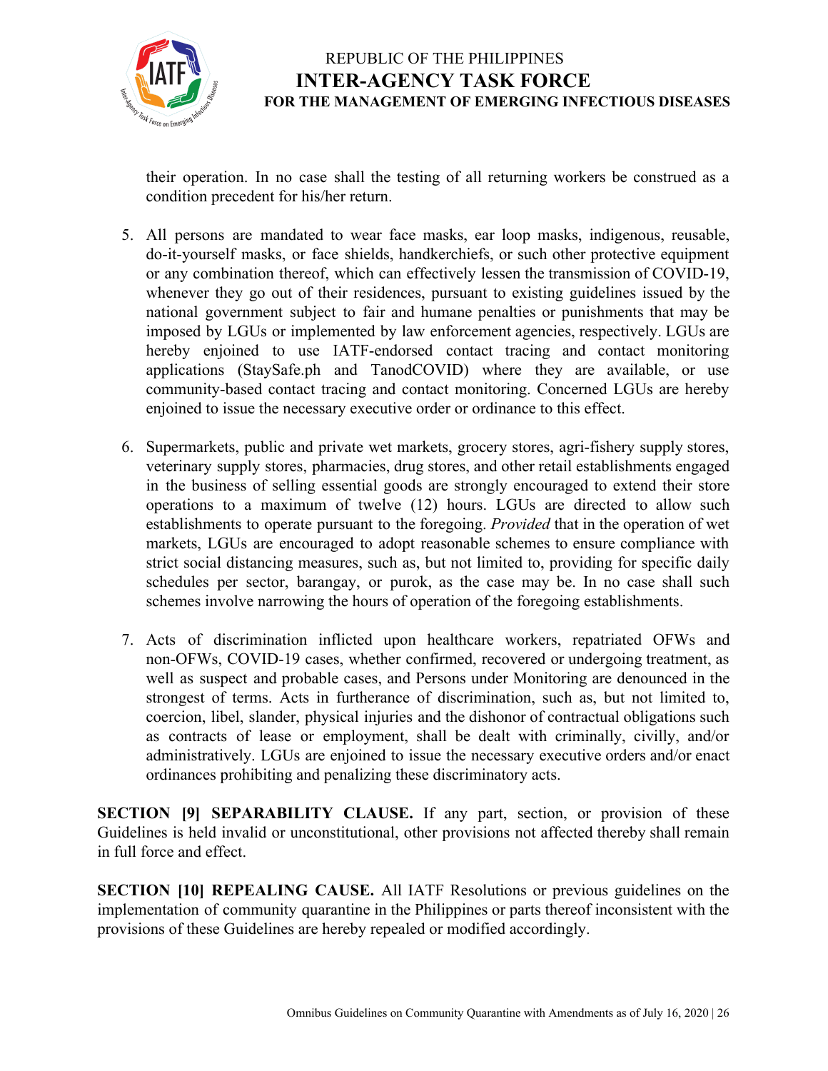their operation. In no case shall the testing of all returning workers be construed as a condition precedent for his/her return.

5. All persons are mandated to wear face masks, ear loop masks, indigenous, reusable, do-it-yourself masks, or face shields, handkerchiefs, or such other protective equipment or any combination thereof, which can effectively lessen the transmission of COVID-19, whenever they go out of their residences, pursuant to existing guidelines issued by the national government subject to fair and humane penalties or punishments that may be imposed by LGUs or implemented by law enforcement agencies, respectively. LGUs are hereby enjoined to use IATF-endorsed contact tracing and contact monitoring applications (StaySafe.ph and TanodCOVID) where they are available, or use community-based contact tracing and contact monitoring. Concerned LGUs are hereby enjoined to issue the necessary executive order or ordinance to this effect.

6. Supermarkets, public and private wet markets, grocery stores, agri-fishery supply stores, veterinary supply stores, pharmacies, drug stores, and other retail establishments engaged in the business of selling essential goods are strongly encouraged to extend their store operations to a maximum of twelve (12) hours. LGUs are directed to allow such establishments to operate pursuant to the foregoing. *Provided* that in the operation of wet markets, LGUs are encouraged to adopt reasonable schemes to ensure compliance with strict social distancing measures, such as, but not limited to, providing for specific daily schedules per sector, barangay, or purok, as the case may be. In no case shall such schemes involve narrowing the hours of operation of the foregoing establishments.

7. Acts of discrimination inflicted upon healthcare workers, repatriated OFWs and non-OFWs, COVID-19 cases, whether confirmed, recovered or undergoing treatment, as well as suspect and probable cases, and Persons under Monitoring are denounced in the strongest of terms. Acts in furtherance of discrimination, such as, but not limited to, coercion, libel, slander, physical injuries and the dishonor of contractual obligations such as contracts of lease or employment, shall be dealt with criminally, civilly, and/or administratively. LGUs are enjoined to issue the necessary executive orders and/or enact ordinances prohibiting and penalizing these discriminatory acts.

**SECTION [9] SEPARABILITY CLAUSE.** If any part, section, or provision of these Guidelines is held invalid or unconstitutional, other provisions not affected thereby shall remain in full force and effect.

**SECTION [10] REPEALING CAUSE.** All IATF Resolutions or previous guidelines on the implementation of community quarantine in the Philippines or parts thereof inconsistent with the provisions of these Guidelines are hereby repealed or modified accordingly.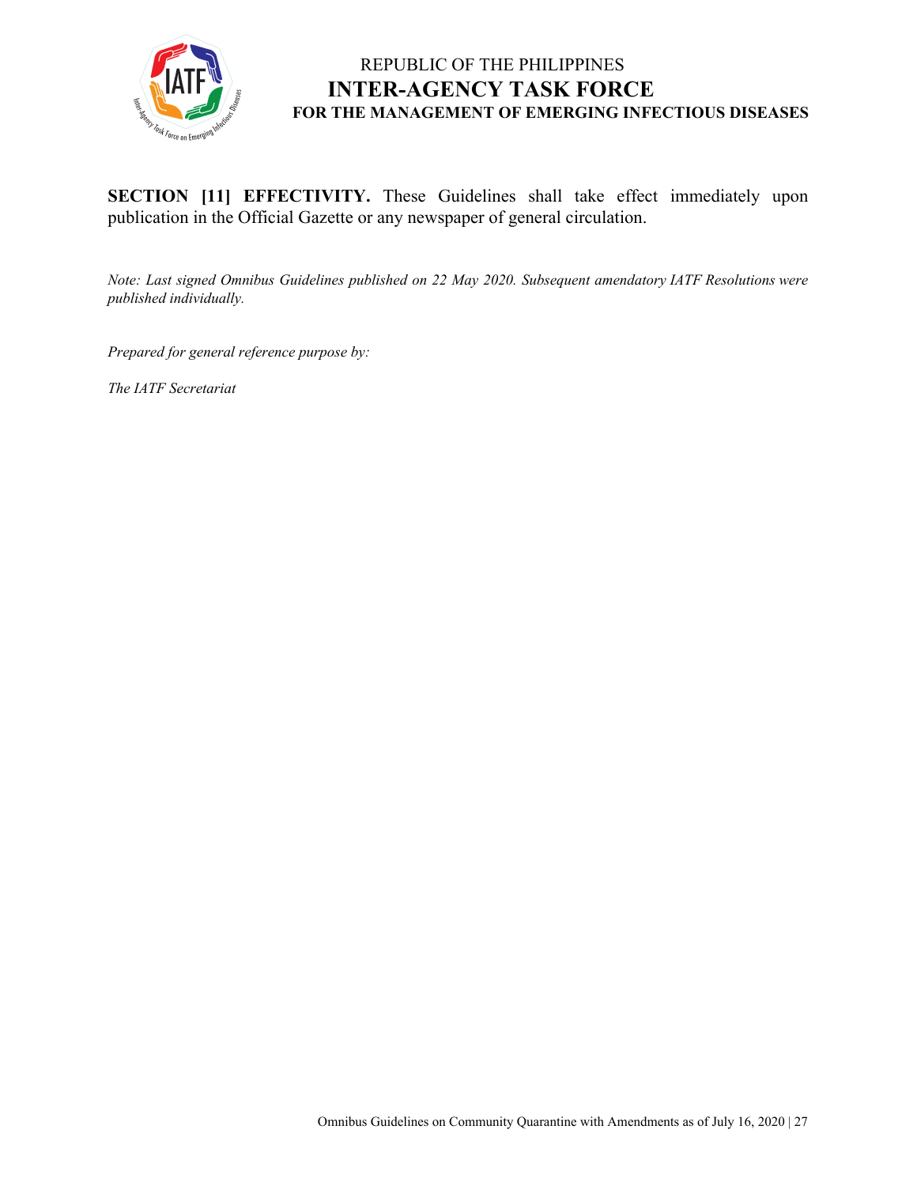**SECTION [11] EFFECTIVITY.** These Guidelines shall take effect immediately upon publication in the Official Gazette or any newspaper of general circulation.

*Note: Last signed Omnibus Guidelines published on 22 May 2020. Subsequent amendatory IATF Resolutions were published individually.*

*Prepared for general reference purpose by:*

*The IATF Secretariat*